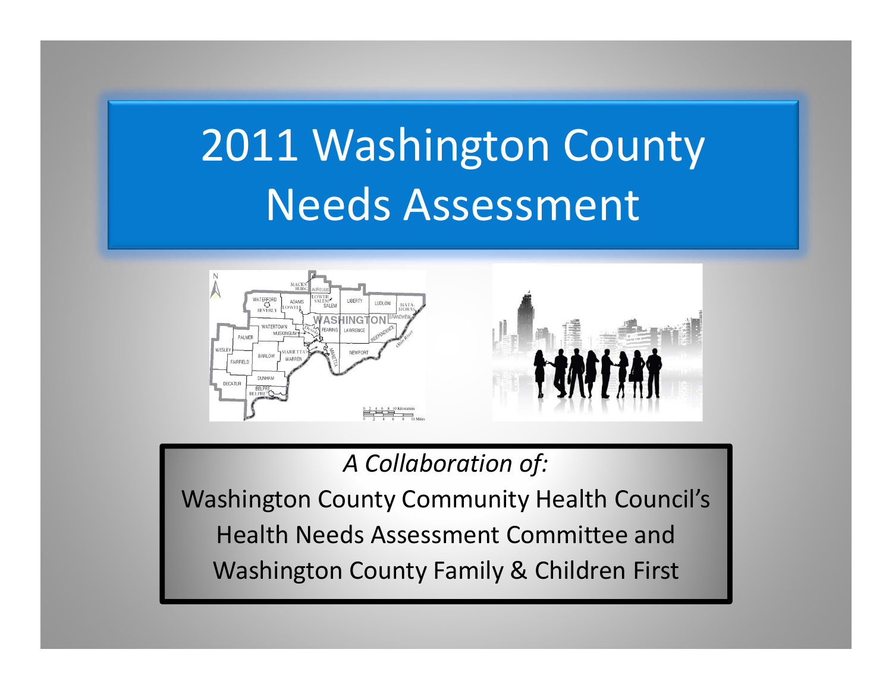# 2011 Washington County Needs Assessment

*A Collaboration of:*

Washington County Community Health Council's Health Needs Assessment Committee and Washington County Family & Children First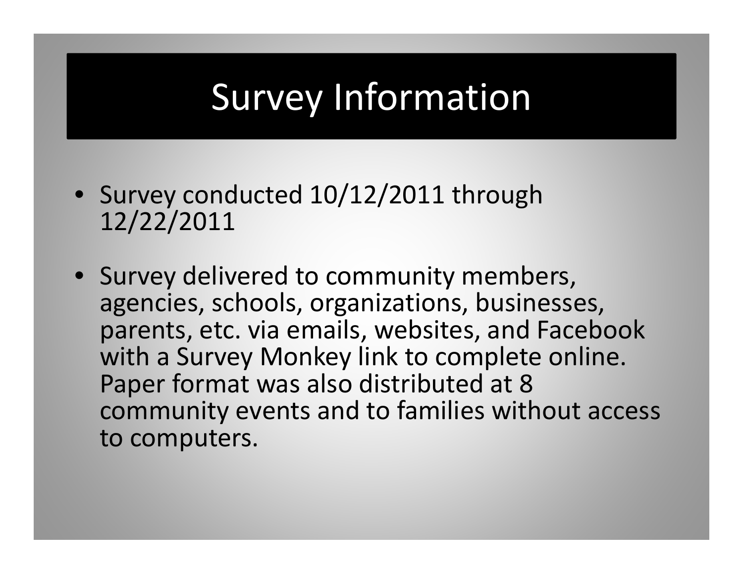# Survey Information

- Survey conducted 10/12/2011 through 12/22/2011
- Survey delivered to community members, agencies, schools, organizations, businesses, parents, etc. via emails, websites, and Facebook with a Survey Monkey link to complete online. Paper format was also distributed at 8 community events and to families without access to computers.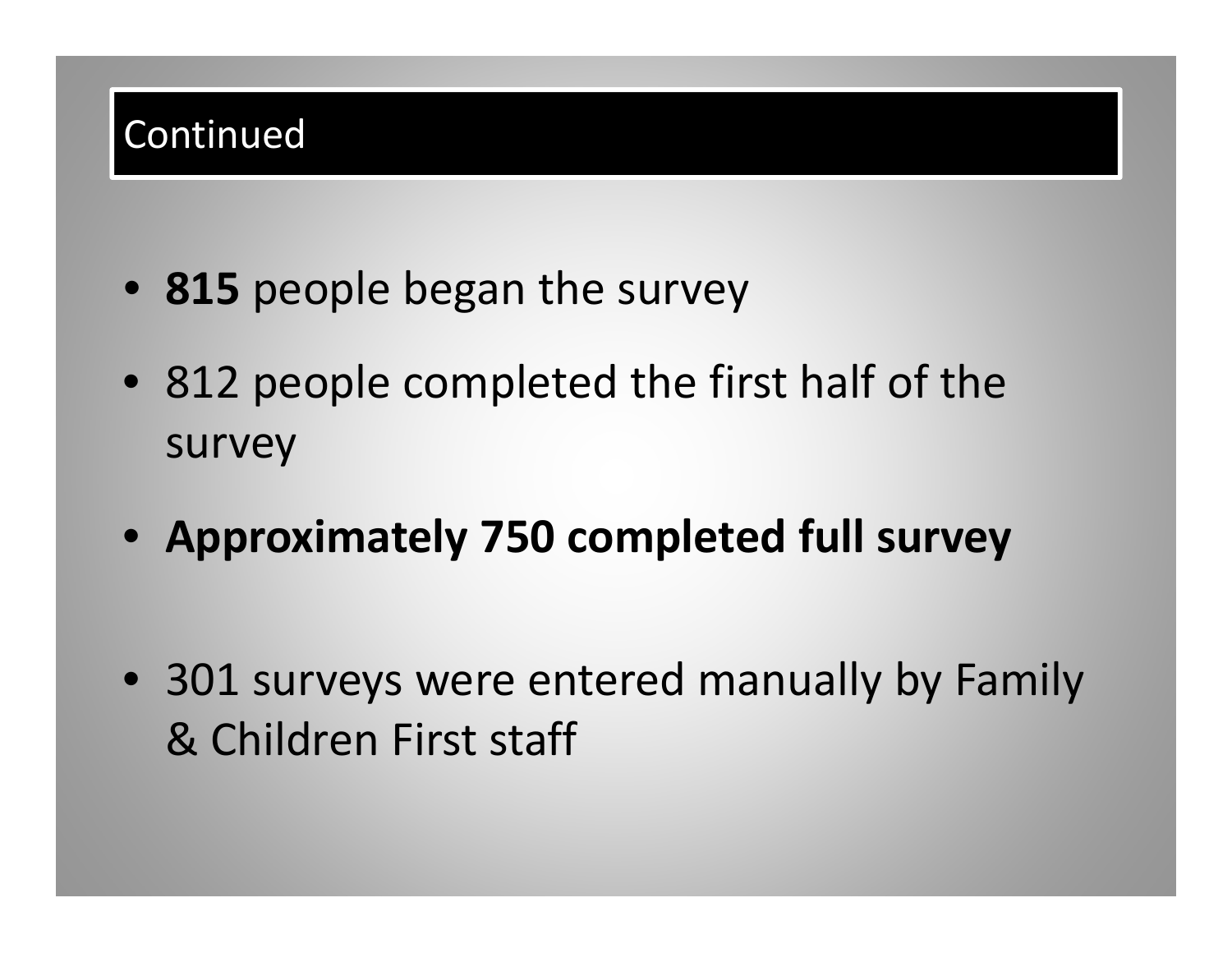## Continued

- **815** people began the survey
- 812 people completed the first half of the survey
- **Approximately 750 completed full survey**
- 301 surveys were entered manually by Family & Children First staff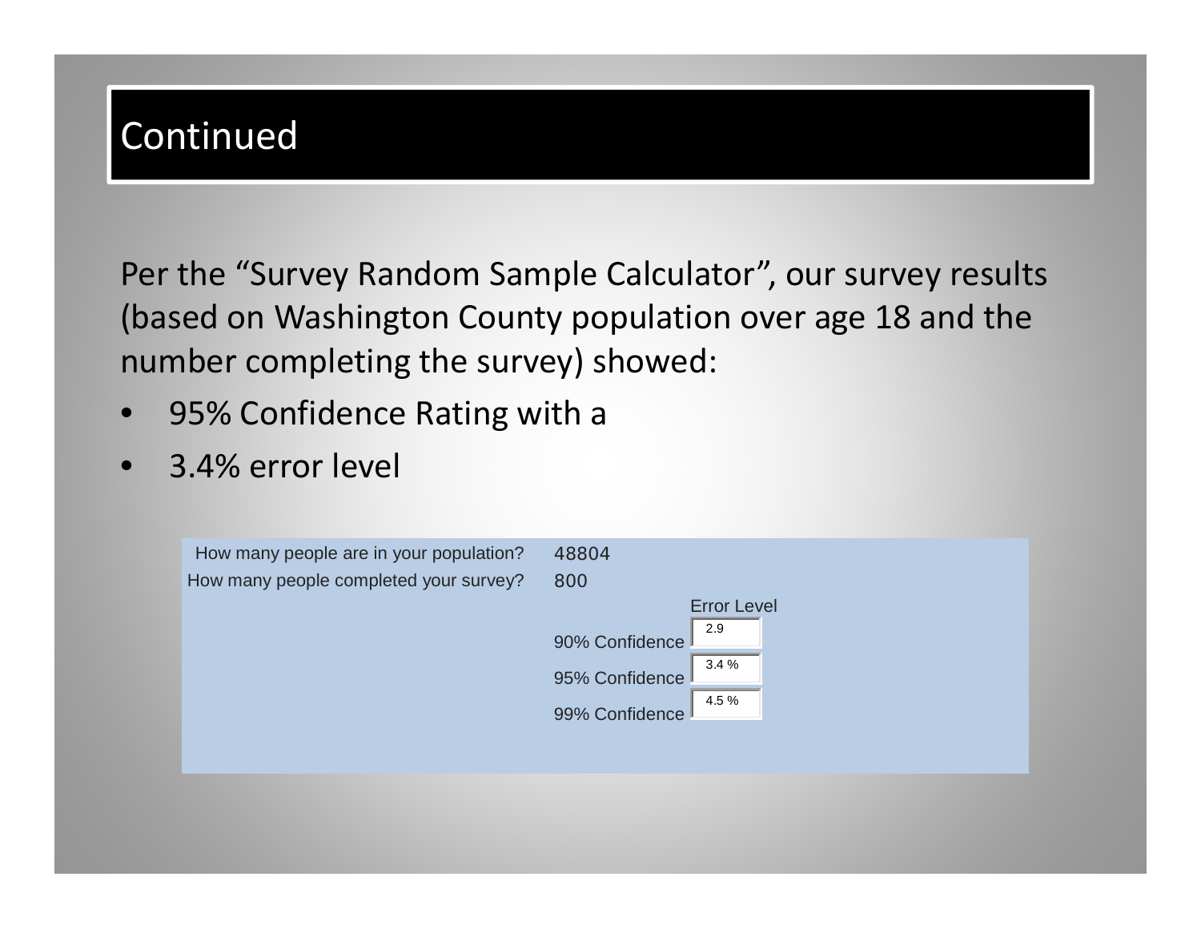# Continued

Per the "Survey Random Sample Calculator", our survey results (based on Washington County population over age 18 and the number completing the survey) showed:

- 95% Confidence Rating with a
- 3.4% error level

| How many people are in your population? | 48804 |
| --- | --- |
| How many people completed your survey? | 800 |

| | Error Level |
| --- | --- |
| 90% Confidence | 2.9 |
| 95% Confidence | 3.4 % |
| 99% Confidence | 4.5 % |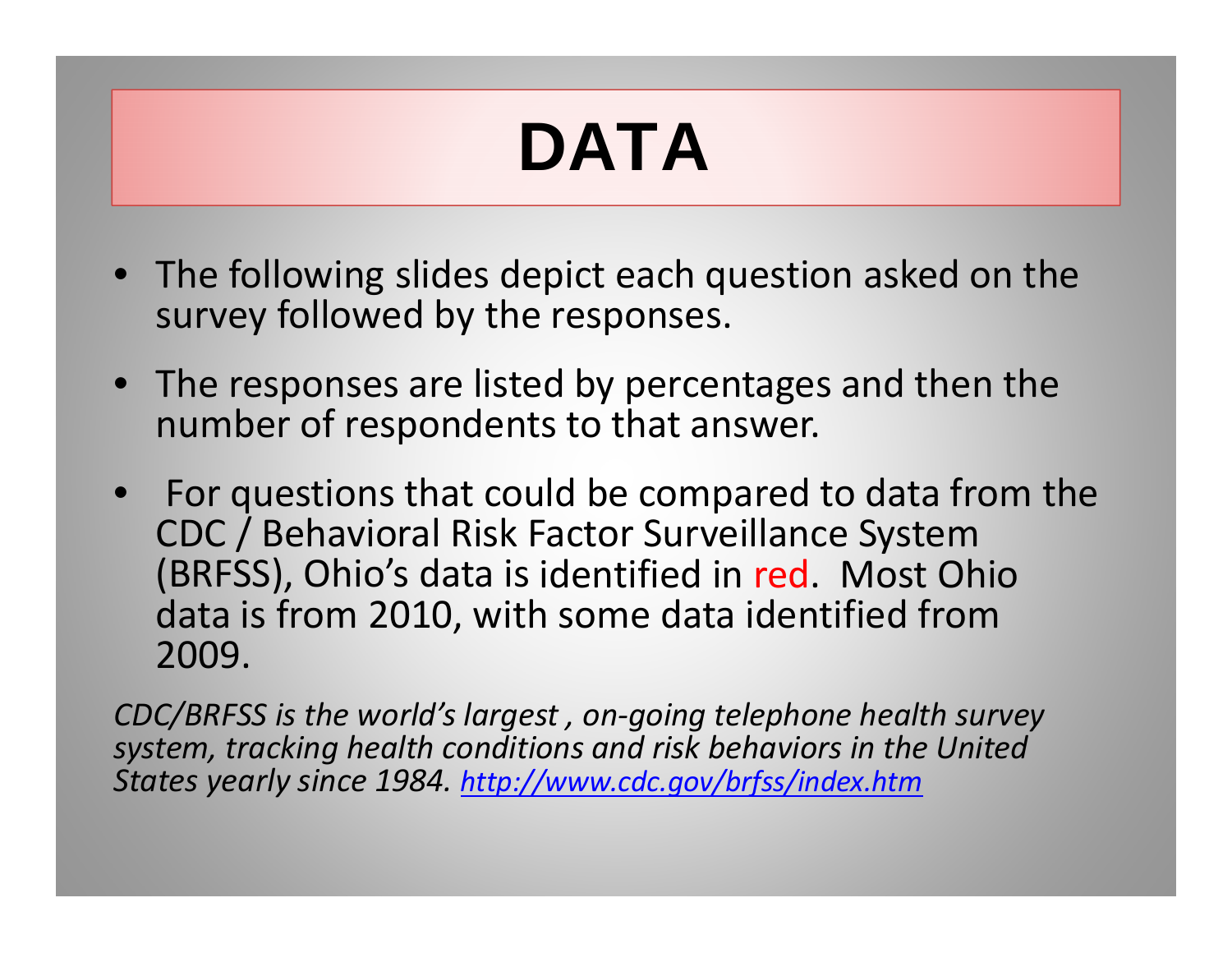# DATA

- The following slides depict each question asked on the survey followed by the responses.
- The responses are listed by percentages and then the number of respondents to that answer.
- For questions that could be compared to data from the CDC / Behavioral Risk Factor Surveillance System (BRFSS), Ohio's data is identified in red. Most Ohio data is from 2010, with some data identified from 2009.

*CDC/BRFSS is the world's largest , on-going telephone health survey system, tracking health conditions and risk behaviors in the United States yearly since 1984. [http://www.cdc.gov/brfss/index.htm](http://www.cdc.gov/brfss/index.htm)*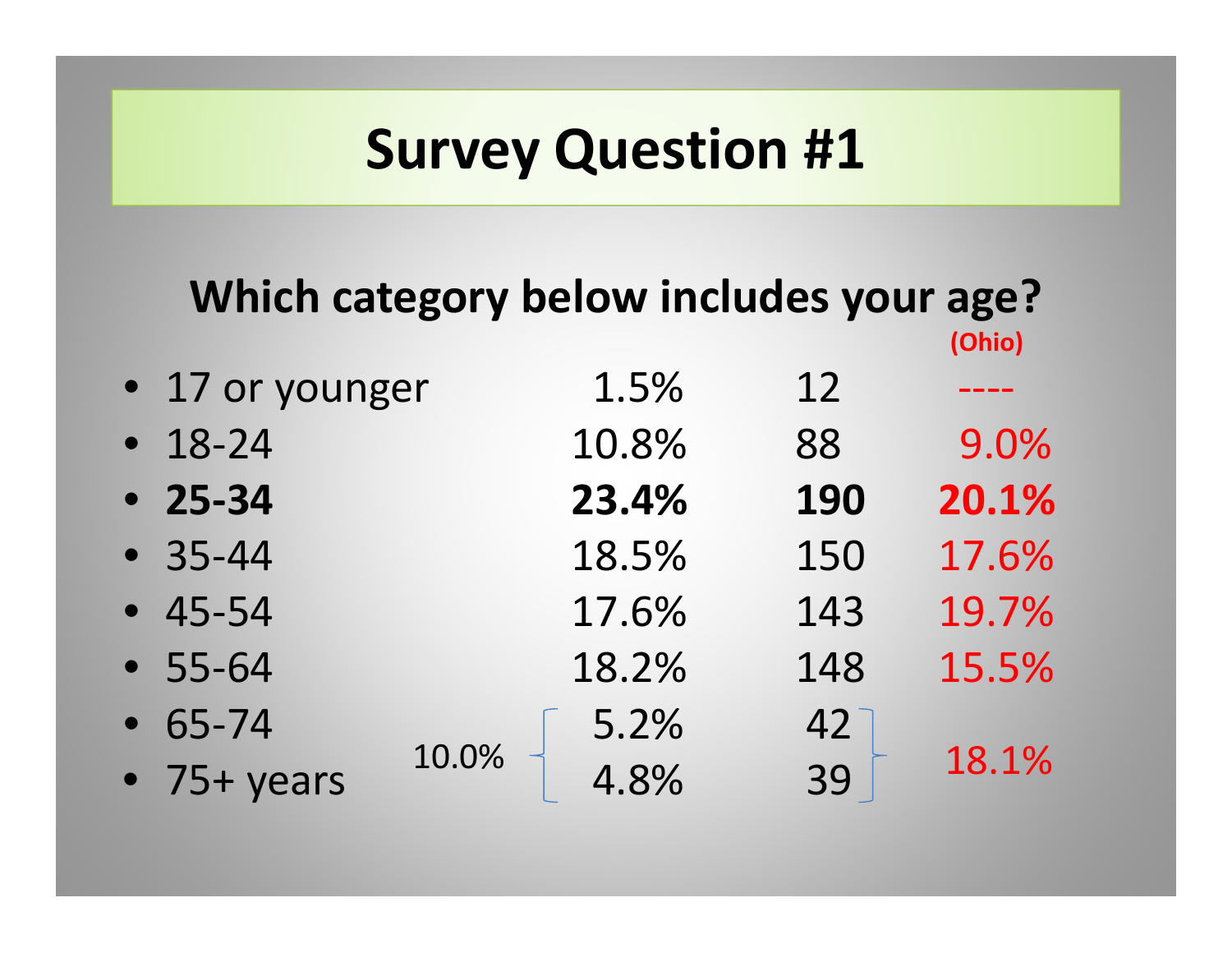# Survey Question #1

## Which category below includes your age?

| Age | Percent | Count | (Ohio) |
|---|---|---|---|
| 17 or younger | 1.5% | 12 | ---- |
| 18-24 | 10.8% | 88 | 9.0% |
| **25-34** | **23.4%** | **190** | **20.1%** |
| 35-44 | 18.5% | 150 | 17.6% |
| 45-54 | 17.6% | 143 | 19.7% |
| 55-64 | 18.2% | 148 | 15.5% |
| 65-74 | 5.2% | 42 | 18.1% (65-74 and 75+ combined) |
| 75+ years | 4.8% | 39 | |

10.0% (65-74 and 75+ years combined)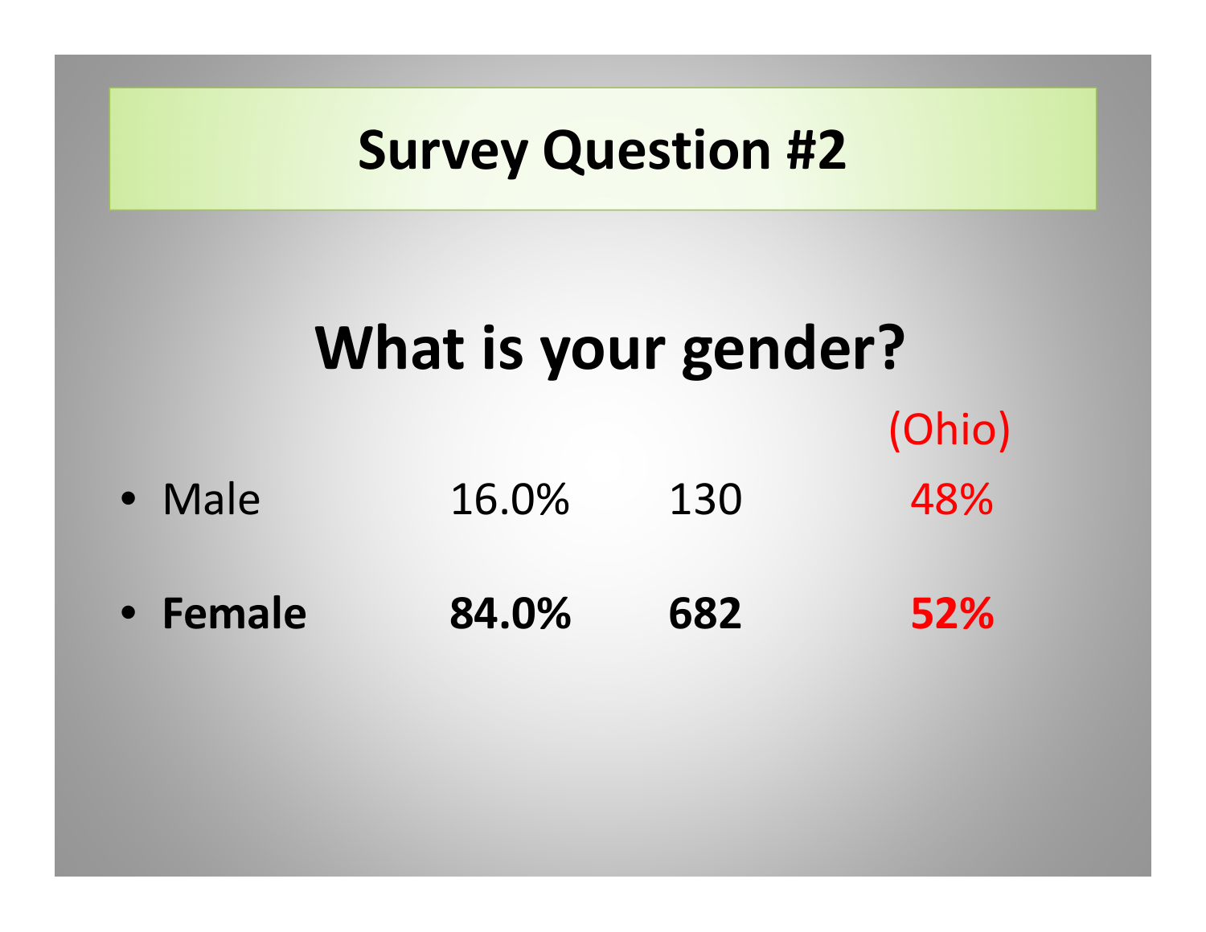# Survey Question #2

## What is your gender?

| | | | (Ohio) |
|---|---|---|---|
| Male | 16.0% | 130 | 48% |
| **Female** | **84.0%** | **682** | **52%** |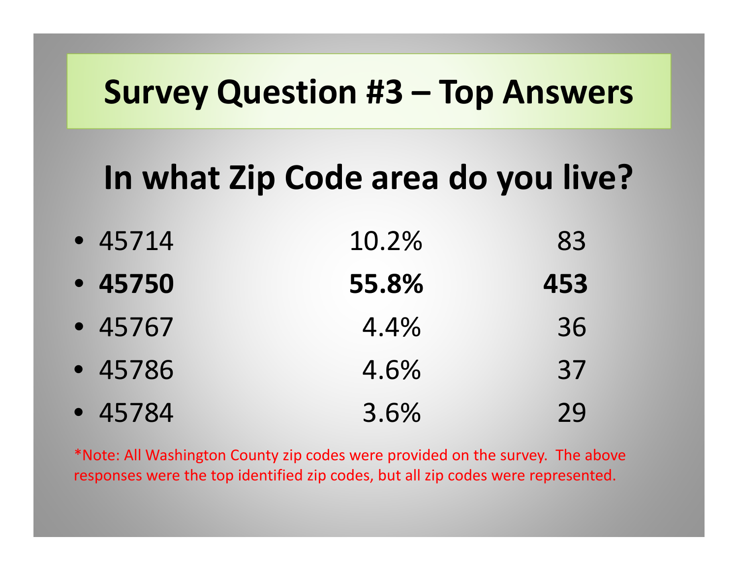# Survey Question #3 – Top Answers

## In what Zip Code area do you live?

| Zip Code | Percent | Count |
|---|---|---|
| 45714 | 10.2% | 83 |
| **45750** | **55.8%** | **453** |
| 45767 | 4.4% | 36 |
| 45786 | 4.6% | 37 |
| 45784 | 3.6% | 29 |

*Note: All Washington County zip codes were provided on the survey. The above responses were the top identified zip codes, but all zip codes were represented.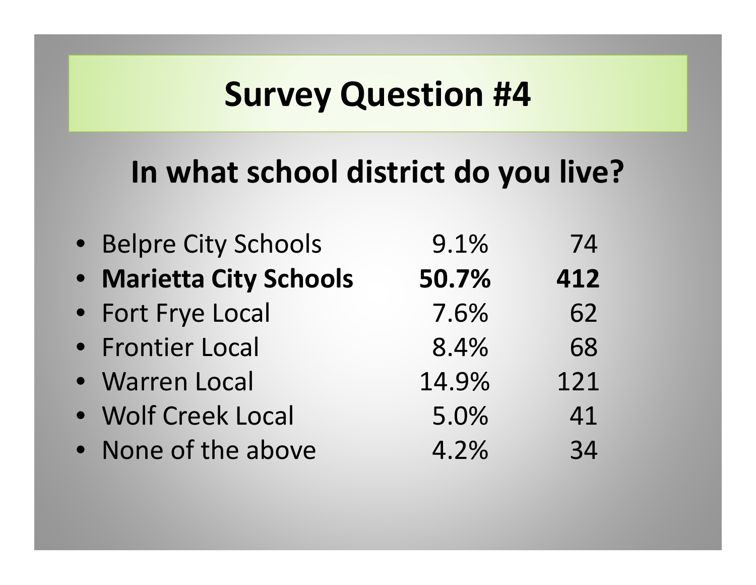# Survey Question #4

## In what school district do you live?

| | | |
|---|---|---|
| Belpre City Schools | 9.1% | 74 |
| **Marietta City Schools** | **50.7%** | **412** |
| Fort Frye Local | 7.6% | 62 |
| Frontier Local | 8.4% | 68 |
| Warren Local | 14.9% | 121 |
| Wolf Creek Local | 5.0% | 41 |
| None of the above | 4.2% | 34 |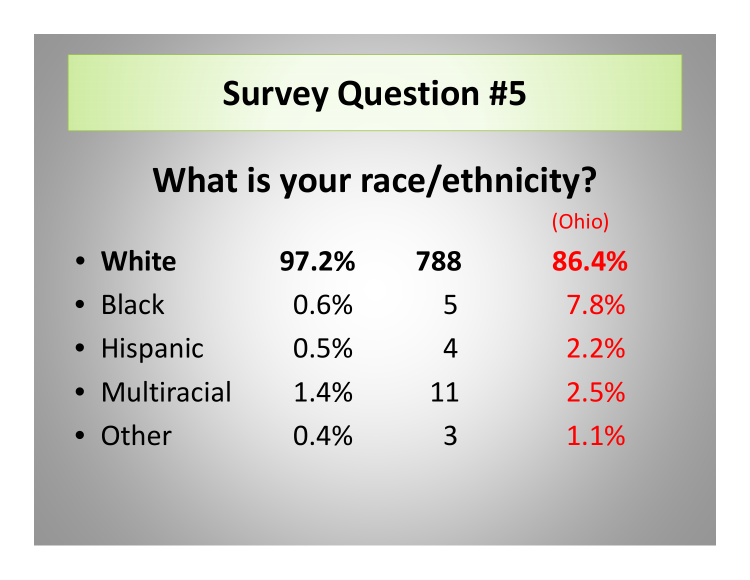# Survey Question #5

## What is your race/ethnicity?

| | | | (Ohio) |
|---|---|---|---|
| **White** | **97.2%** | **788** | **86.4%** |
| Black | 0.6% | 5 | 7.8% |
| Hispanic | 0.5% | 4 | 2.2% |
| Multiracial | 1.4% | 11 | 2.5% |
| Other | 0.4% | 3 | 1.1% |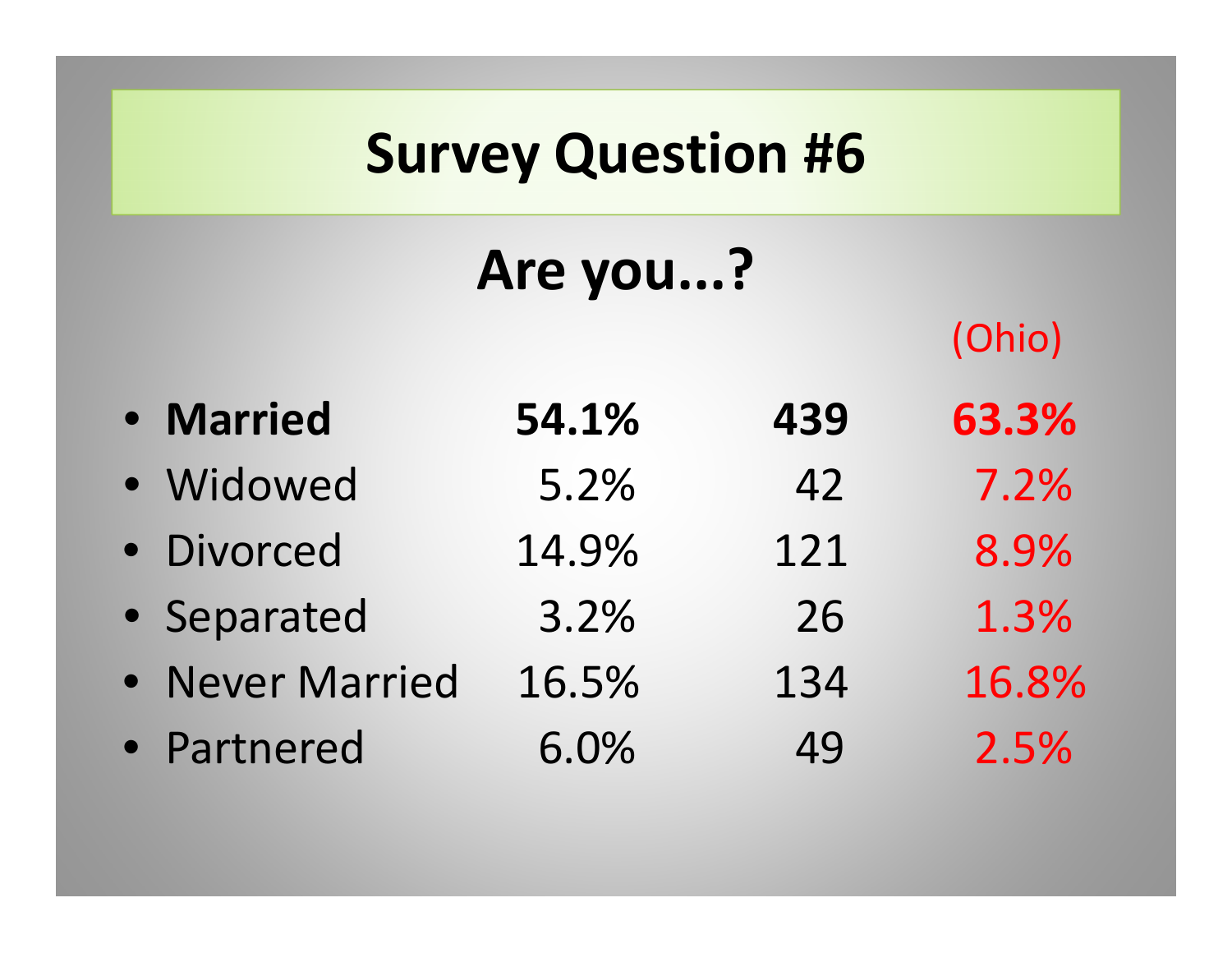# Survey Question #6

## Are you...?

| | | | (Ohio) |
|---|---|---|---|
| **Married** | **54.1%** | **439** | **63.3%** |
| Widowed | 5.2% | 42 | 7.2% |
| Divorced | 14.9% | 121 | 8.9% |
| Separated | 3.2% | 26 | 1.3% |
| Never Married | 16.5% | 134 | 16.8% |
| Partnered | 6.0% | 49 | 2.5% |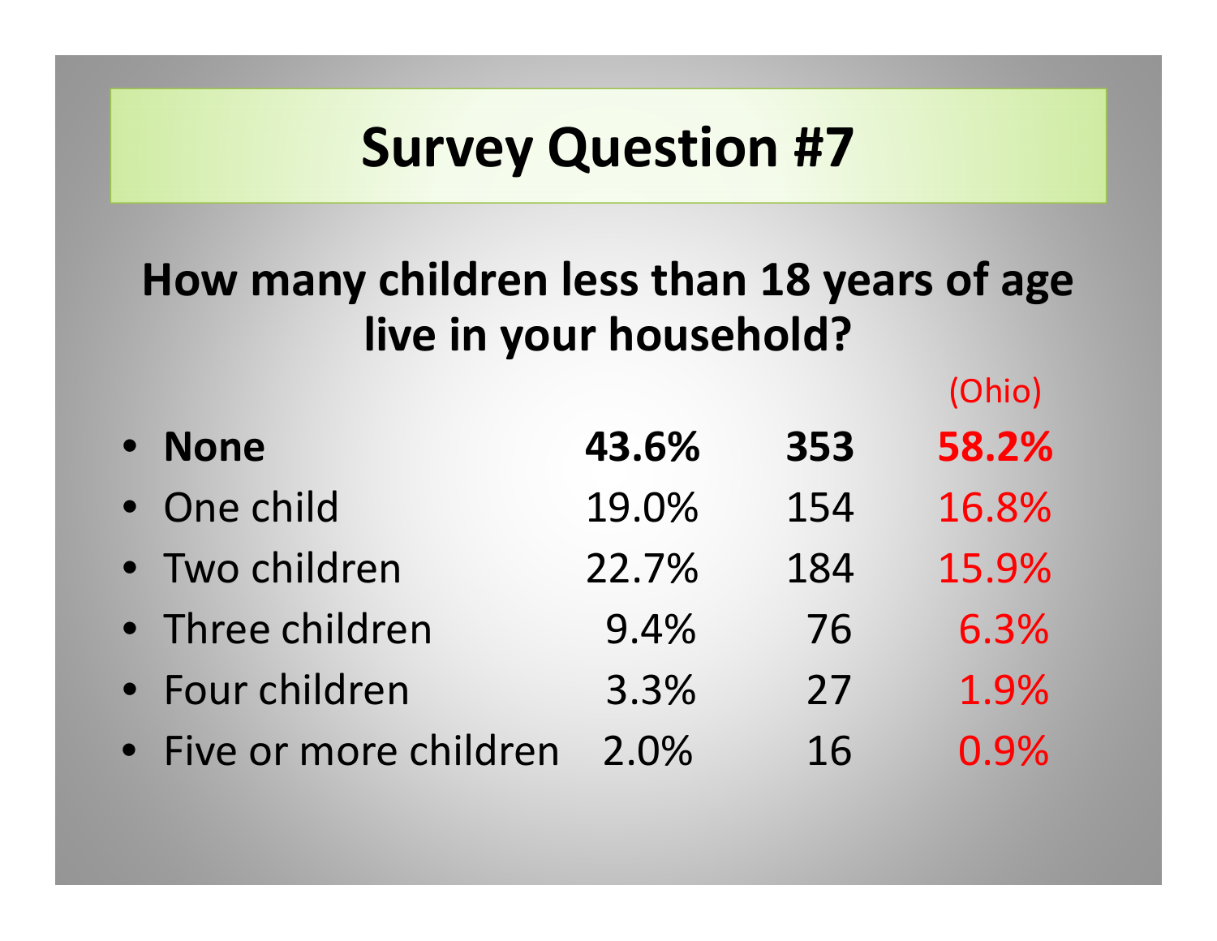# Survey Question #7

## How many children less than 18 years of age live in your household?

| | | | (Ohio) |
|---|---|---|---|
| **None** | **43.6%** | **353** | **58.2%** |
| One child | 19.0% | 154 | 16.8% |
| Two children | 22.7% | 184 | 15.9% |
| Three children | 9.4% | 76 | 6.3% |
| Four children | 3.3% | 27 | 1.9% |
| Five or more children | 2.0% | 16 | 0.9% |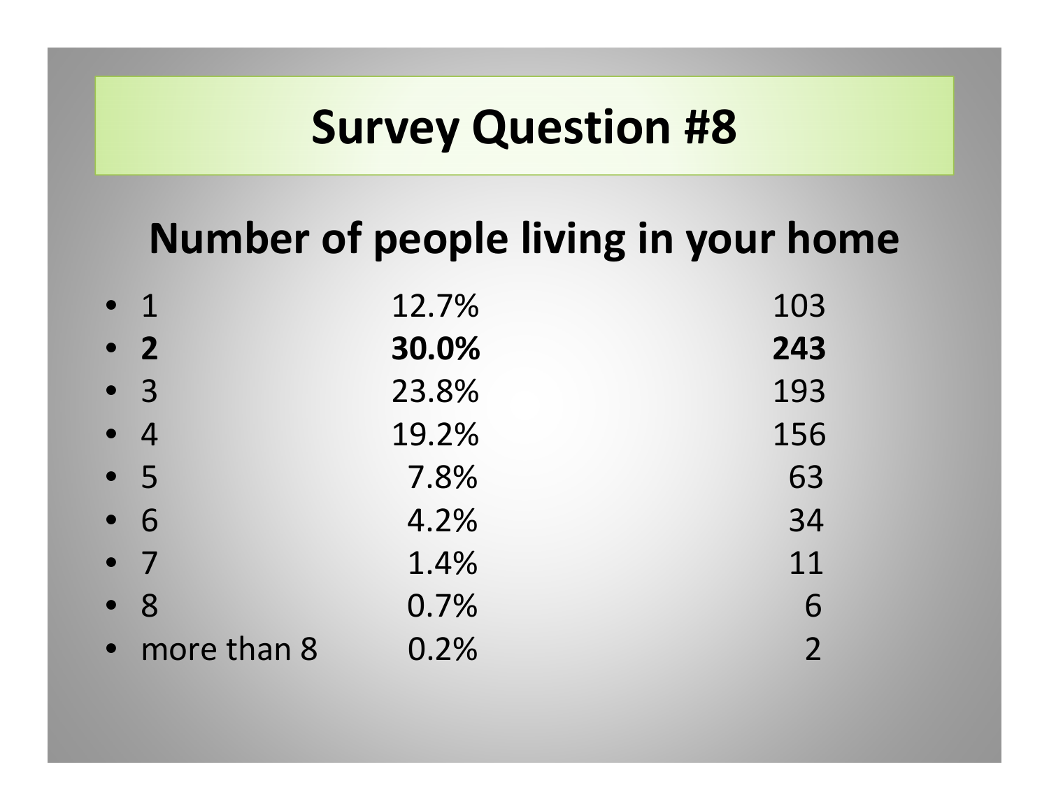# Survey Question #8

## Number of people living in your home

| | | |
|---|---|---|
| 1 | 12.7% | 103 |
| **2** | **30.0%** | **243** |
| 3 | 23.8% | 193 |
| 4 | 19.2% | 156 |
| 5 | 7.8% | 63 |
| 6 | 4.2% | 34 |
| 7 | 1.4% | 11 |
| 8 | 0.7% | 6 |
| more than 8 | 0.2% | 2 |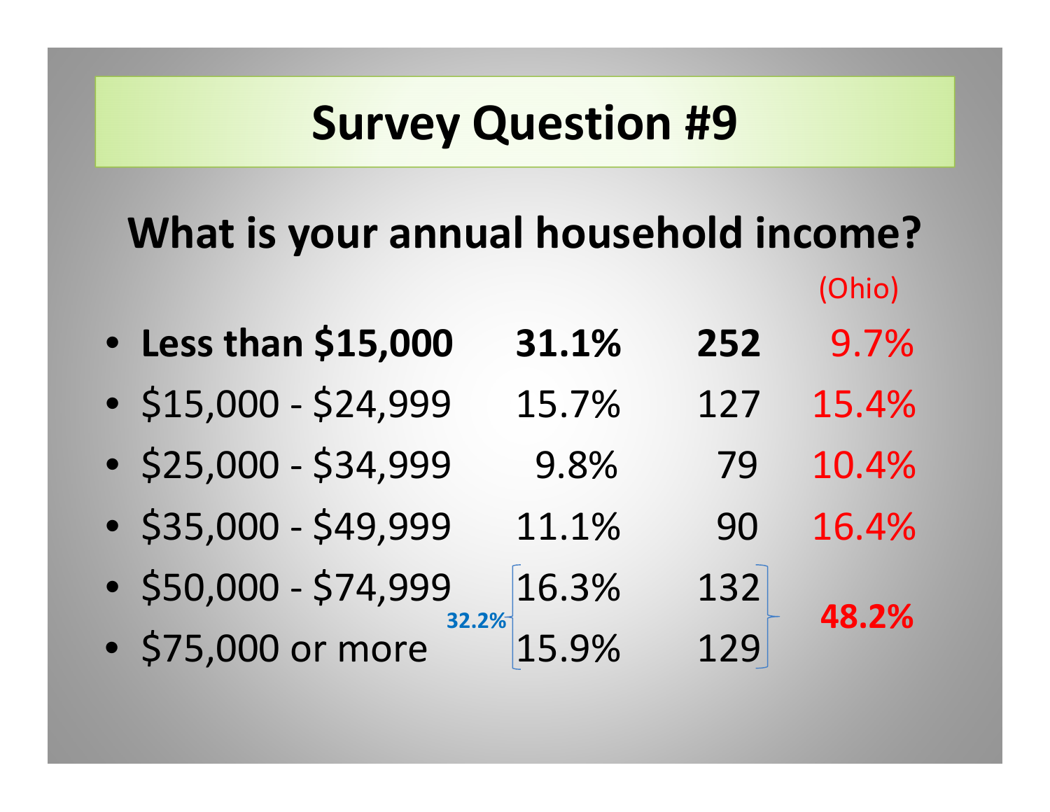# Survey Question #9

## What is your annual household income?

| | | | (Ohio) |
|---|---|---|---|
| **Less than $15,000** | **31.1%** | **252** | 9.7% |
| $15,000 - $24,999 | 15.7% | 127 | 15.4% |
| $25,000 - $34,999 | 9.8% | 79 | 10.4% |
| $35,000 - $49,999 | 11.1% | 90 | 16.4% |
| $50,000 - $74,999 | 16.3% | 132 | **48.2%** |
| $75,000 or more | 15.9% | 129 | |

**32.2%** ($50,000 - $74,999 and $75,000 or more combined)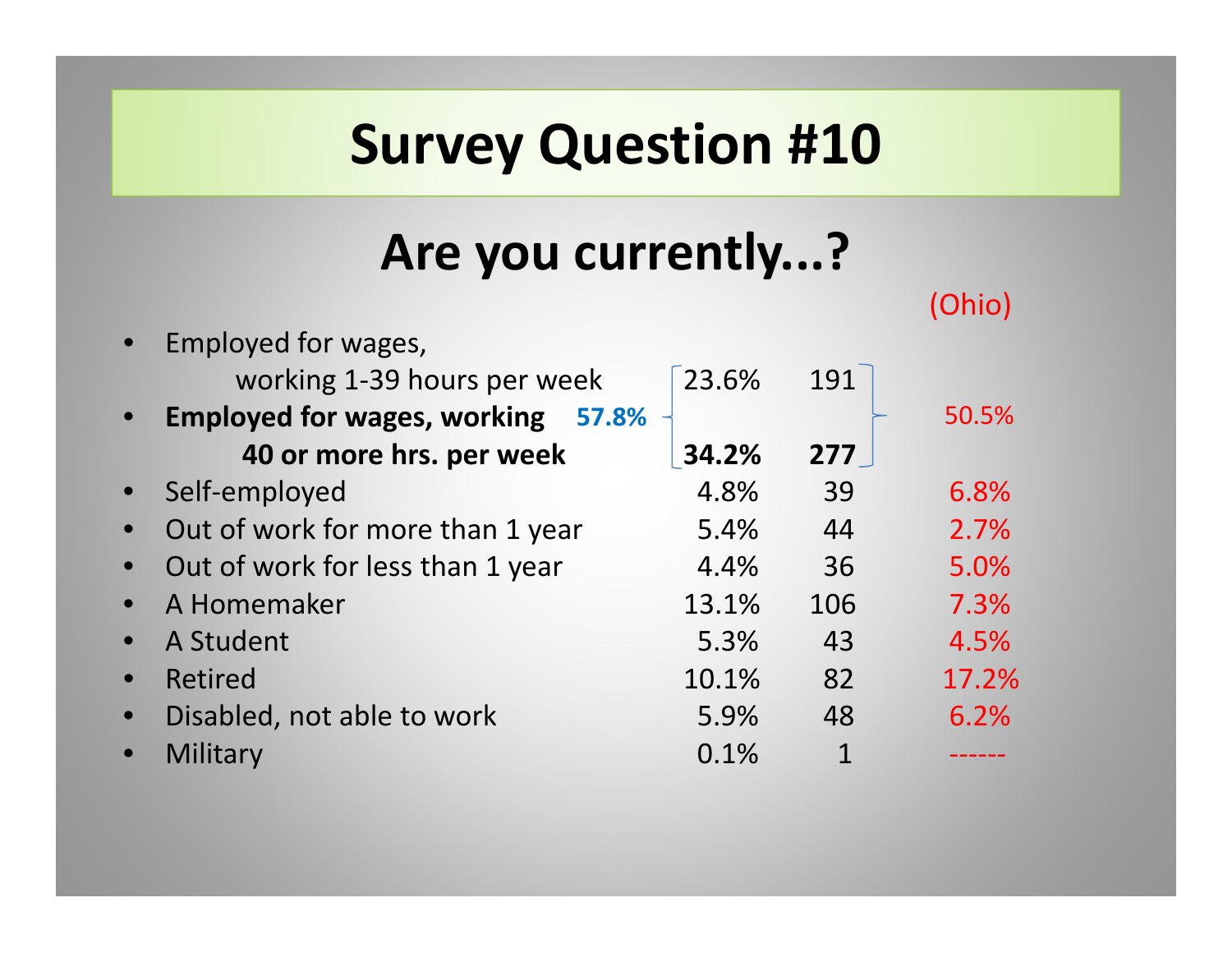# Survey Question #10

## Are you currently...?

| | | | (Ohio) |
|---|---|---|---|
| Employed for wages, working 1-39 hours per week | 23.6% | 191 | |
| **Employed for wages, working 40 or more hrs. per week** | **34.2%** | **277** | |
| *(Employed for wages, combined)* | 57.8% | | 50.5% |
| Self-employed | 4.8% | 39 | 6.8% |
| Out of work for more than 1 year | 5.4% | 44 | 2.7% |
| Out of work for less than 1 year | 4.4% | 36 | 5.0% |
| A Homemaker | 13.1% | 106 | 7.3% |
| A Student | 5.3% | 43 | 4.5% |
| Retired | 10.1% | 82 | 17.2% |
| Disabled, not able to work | 5.9% | 48 | 6.2% |
| Military | 0.1% | 1 | ------ |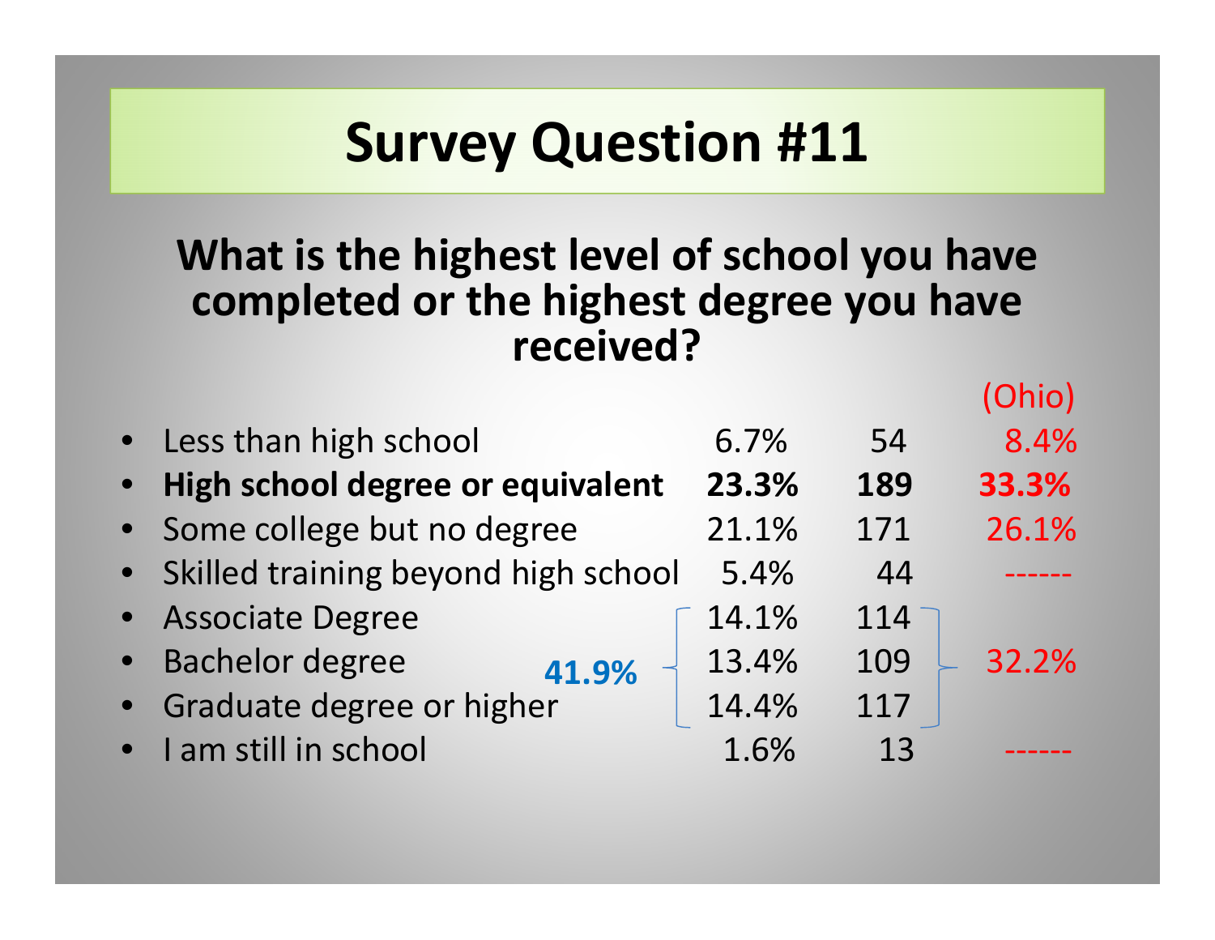# Survey Question #11

## What is the highest level of school you have completed or the highest degree you have received?

| Response | Percent | Count | (Ohio) |
|---|---|---|---|
| Less than high school | 6.7% | 54 | 8.4% |
| **High school degree or equivalent** | **23.3%** | **189** | **33.3%** |
| Some college but no degree | 21.1% | 171 | 26.1% |
| Skilled training beyond high school | 5.4% | 44 | ------ |
| Associate Degree | 14.1% | 114 | 32.2% (Associate, Bachelor, Graduate combined) |
| Bachelor degree | 13.4% | 109 | |
| Graduate degree or higher | 14.4% | 117 | |
| I am still in school | 1.6% | 13 | ------ |

**41.9%** (Associate Degree + Bachelor degree + Graduate degree or higher)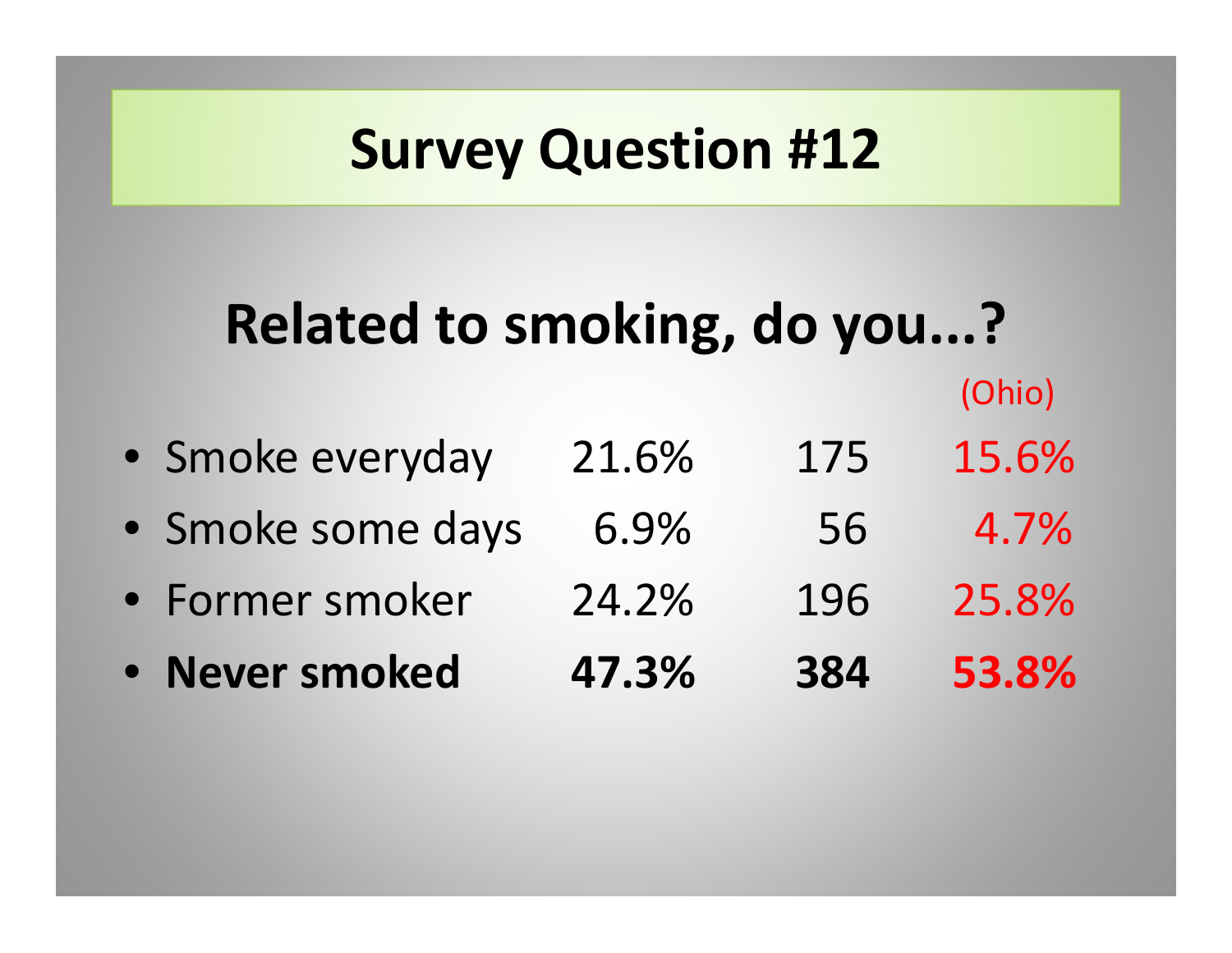# Survey Question #12

## Related to smoking, do you...?

| | | | (Ohio) |
|---|---|---|---|
| Smoke everyday | 21.6% | 175 | 15.6% |
| Smoke some days | 6.9% | 56 | 4.7% |
| Former smoker | 24.2% | 196 | 25.8% |
| **Never smoked** | **47.3%** | **384** | **53.8%** |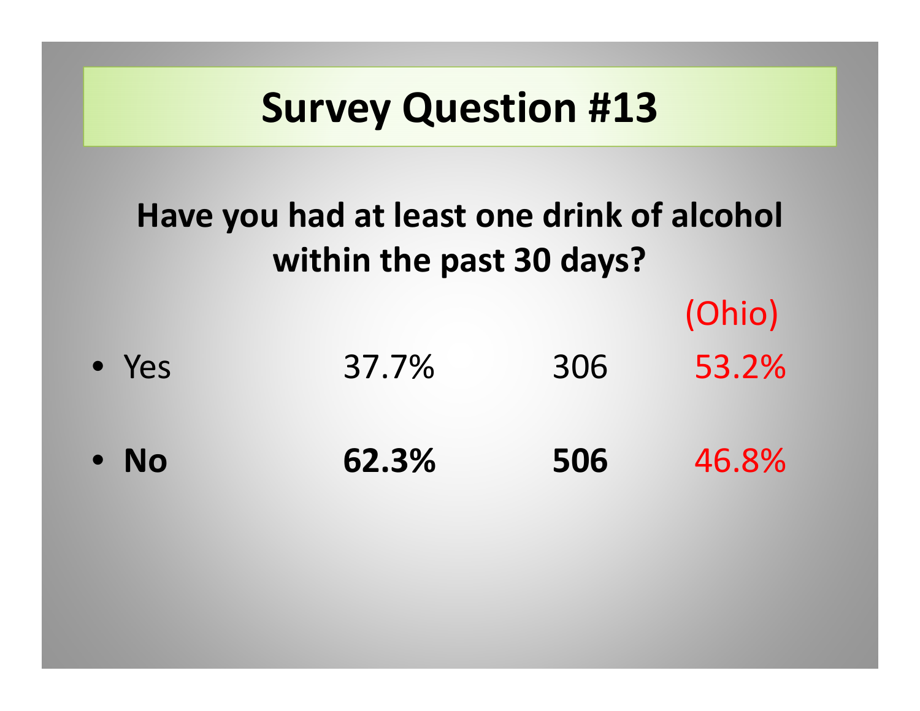# Survey Question #13

**Have you had at least one drink of alcohol within the past 30 days?**

| | | | (Ohio) |
|---|---|---|---|
| Yes | 37.7% | 306 | 53.2% |
| **No** | **62.3%** | **506** | 46.8% |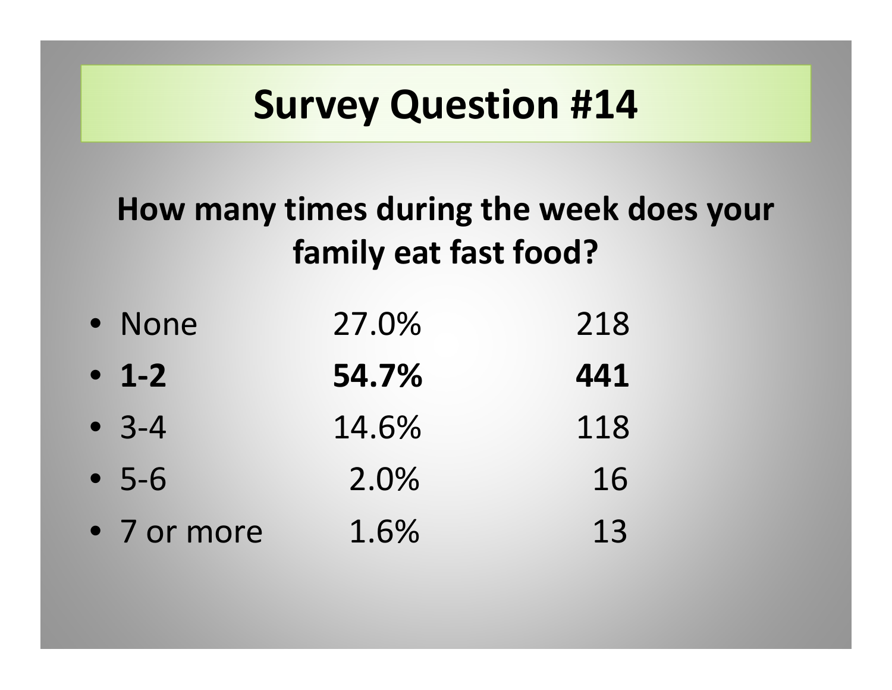# Survey Question #14

**How many times during the week does your family eat fast food?**

| Response | Percentage | Count |
|---|---|---|
| None | 27.0% | 218 |
| **1-2** | **54.7%** | **441** |
| 3-4 | 14.6% | 118 |
| 5-6 | 2.0% | 16 |
| 7 or more | 1.6% | 13 |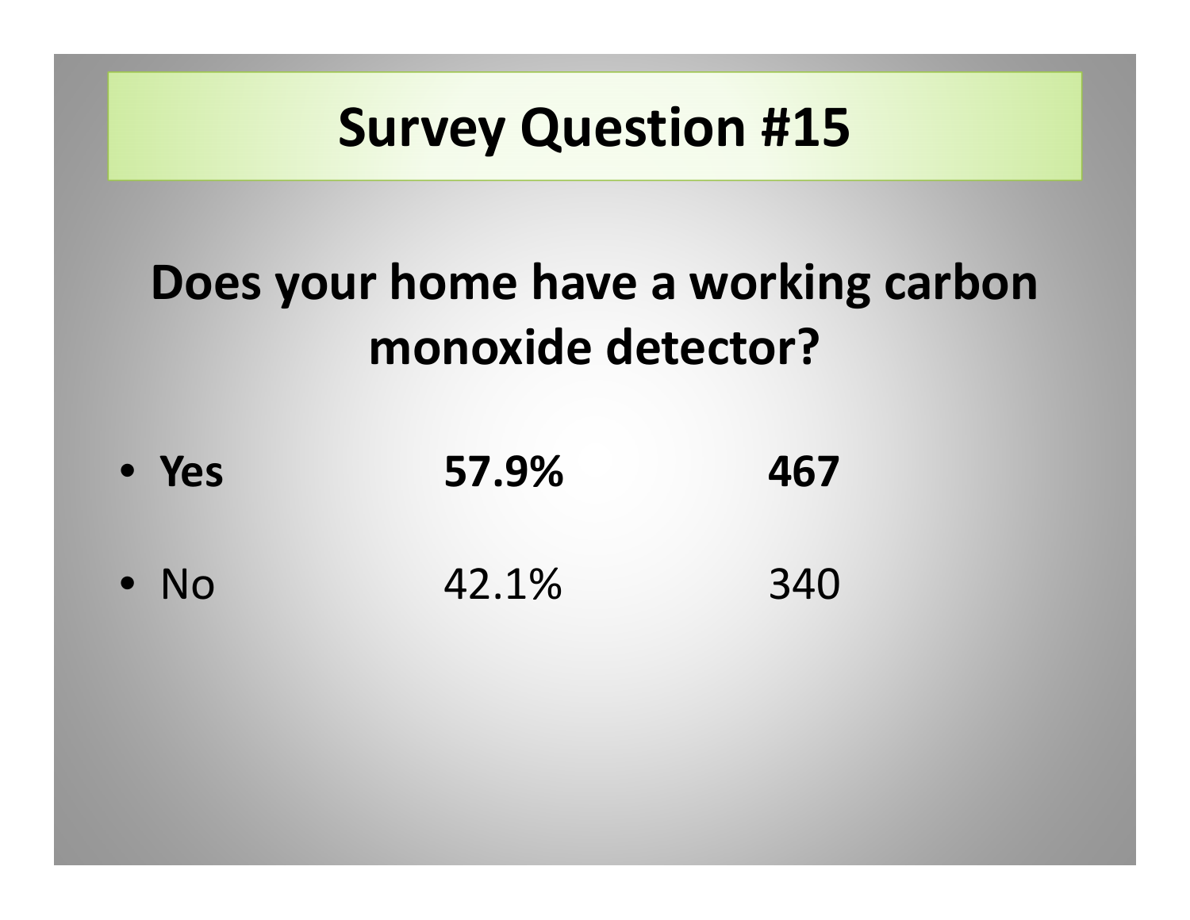# Survey Question #15

## Does your home have a working carbon monoxide detector?

| | | |
|---|---|---|
| **Yes** | **57.9%** | **467** |
| No | 42.1% | 340 |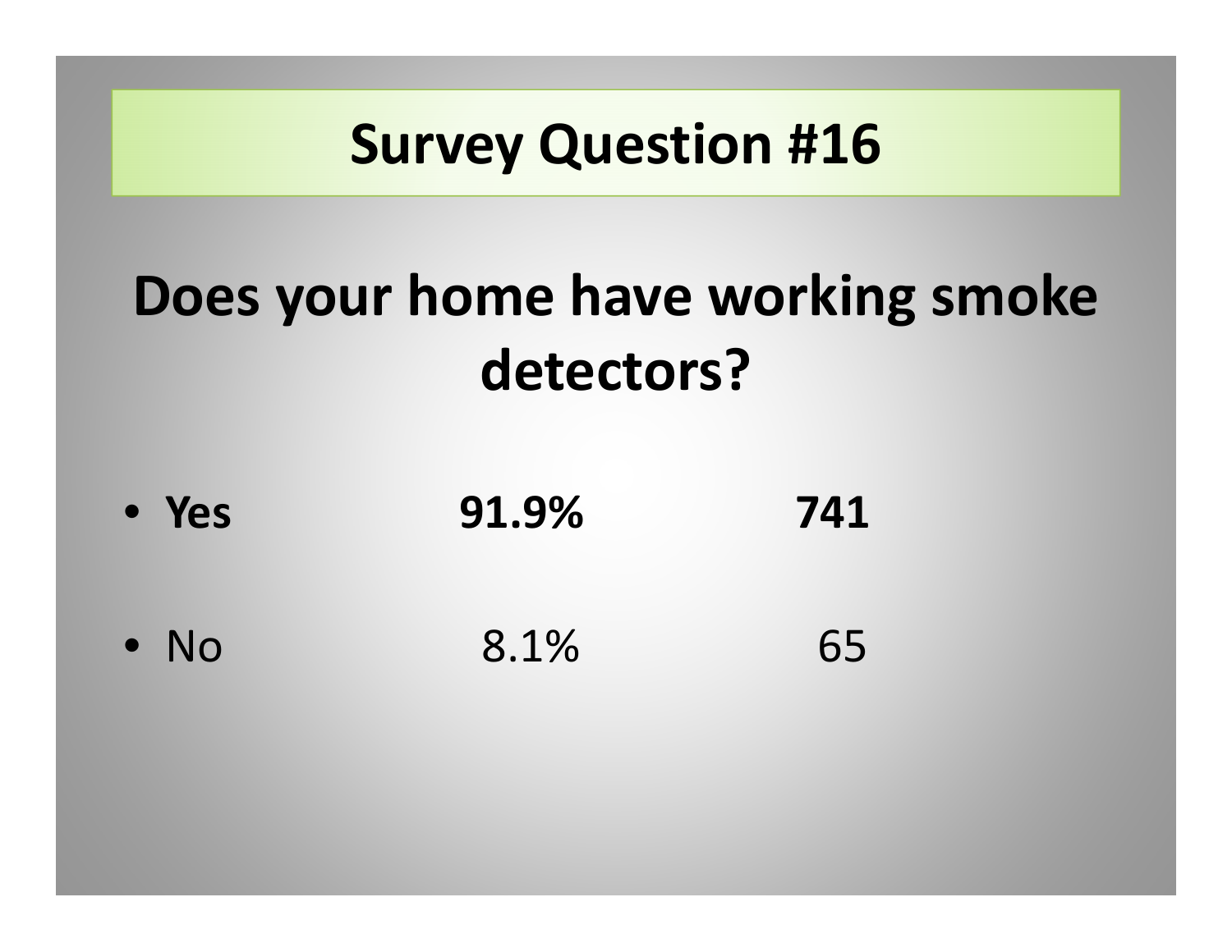# Survey Question #16

## Does your home have working smoke detectors?

- **Yes** **91.9%** **741**
- No 8.1% 65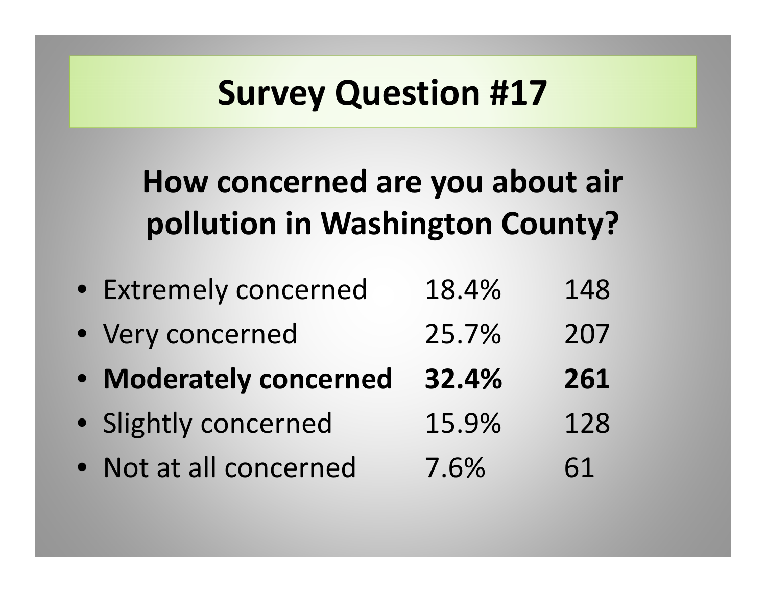# Survey Question #17

## How concerned are you about air pollution in Washington County?

| Response | Percent | Count |
| --- | --- | --- |
| Extremely concerned | 18.4% | 148 |
| Very concerned | 25.7% | 207 |
| **Moderately concerned** | **32.4%** | **261** |
| Slightly concerned | 15.9% | 128 |
| Not at all concerned | 7.6% | 61 |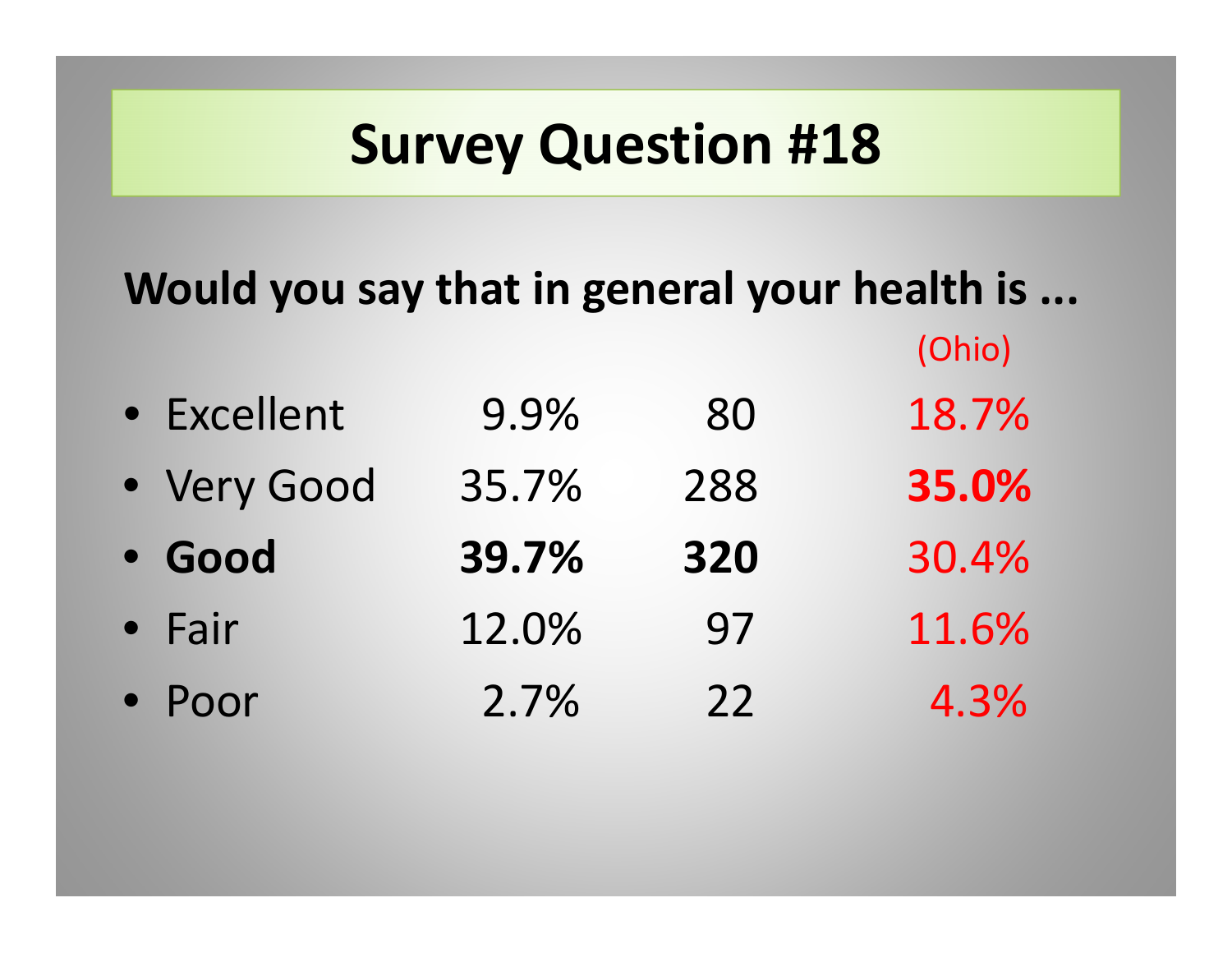# Survey Question #18

**Would you say that in general your health is ...**

| | | | (Ohio) |
|---|---|---|---|
| Excellent | 9.9% | 80 | 18.7% |
| Very Good | 35.7% | 288 | **35.0%** |
| **Good** | **39.7%** | **320** | 30.4% |
| Fair | 12.0% | 97 | 11.6% |
| Poor | 2.7% | 22 | 4.3% |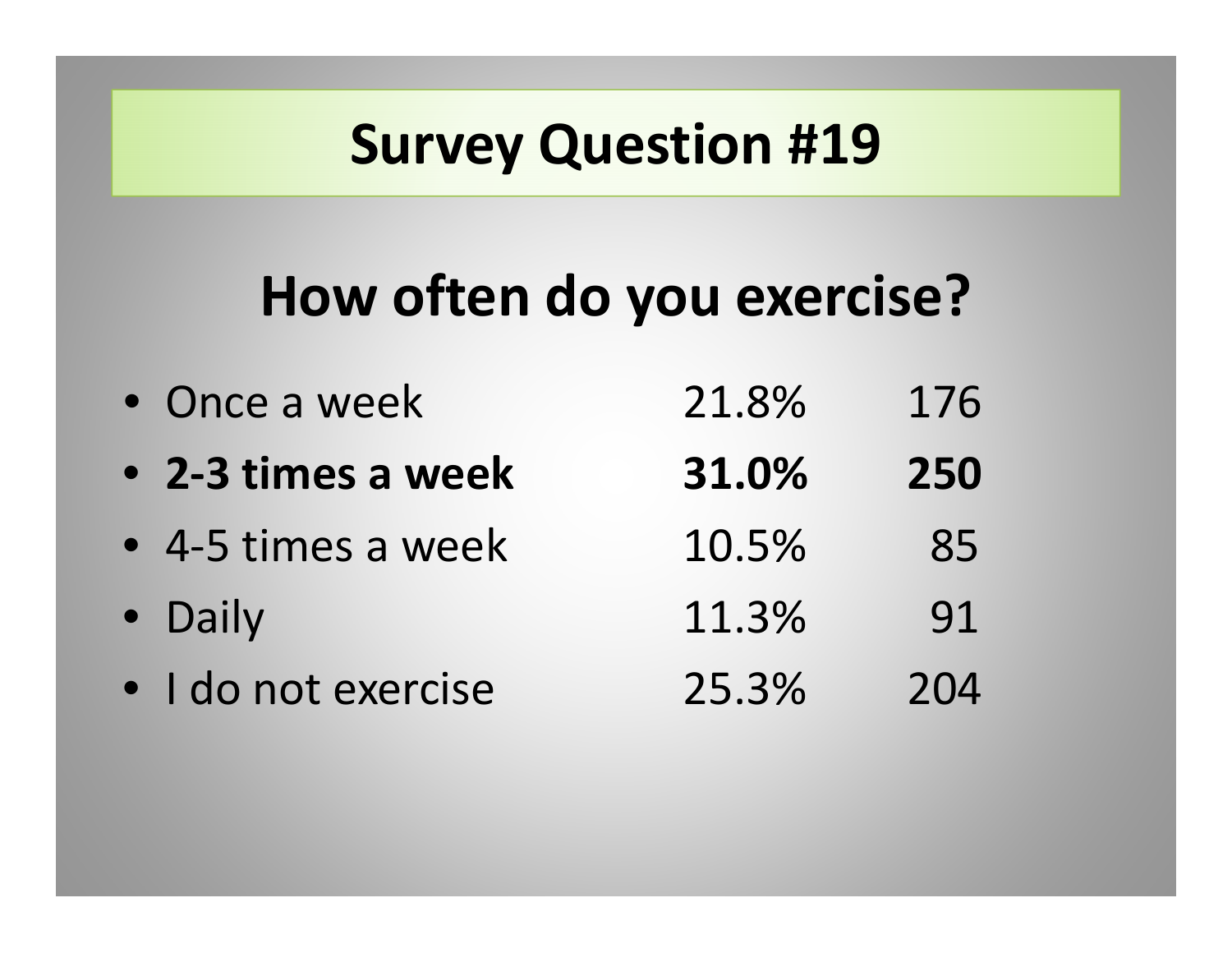# Survey Question #19

## How often do you exercise?

| Response | Percent | Count |
|---|---|---|
| Once a week | 21.8% | 176 |
| **2-3 times a week** | **31.0%** | **250** |
| 4-5 times a week | 10.5% | 85 |
| Daily | 11.3% | 91 |
| I do not exercise | 25.3% | 204 |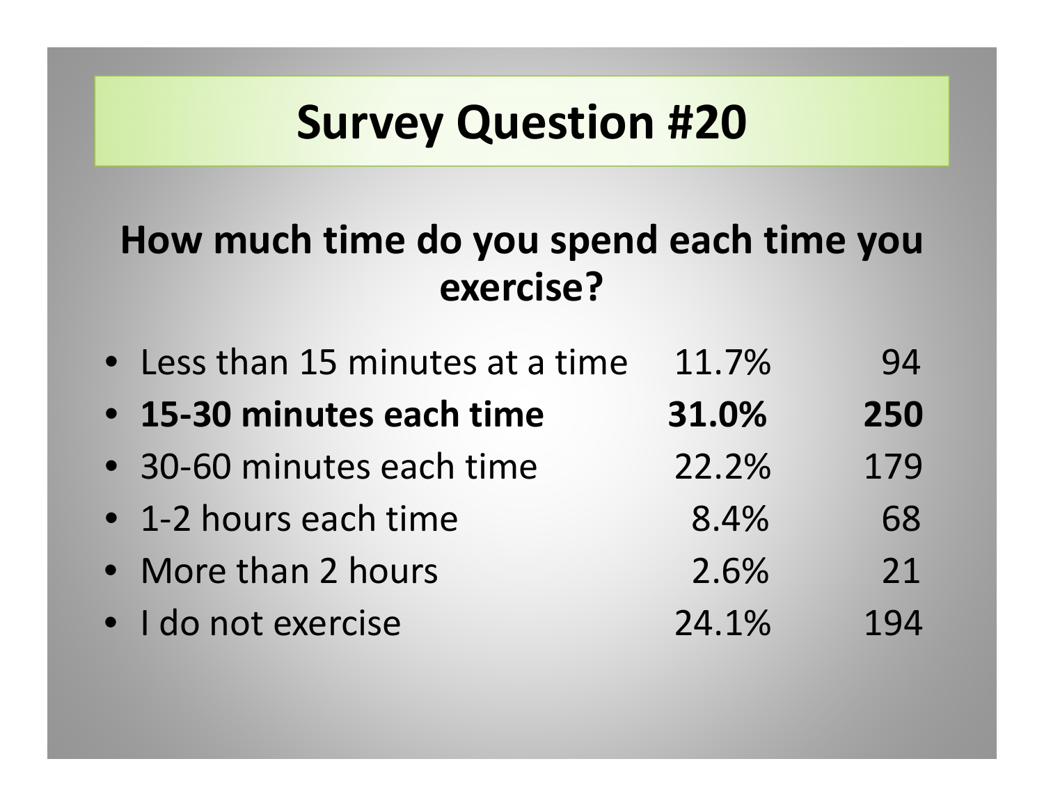# Survey Question #20

## How much time do you spend each time you exercise?

| Response | Percent | Count |
|---|---|---|
| Less than 15 minutes at a time | 11.7% | 94 |
| **15-30 minutes each time** | **31.0%** | **250** |
| 30-60 minutes each time | 22.2% | 179 |
| 1-2 hours each time | 8.4% | 68 |
| More than 2 hours | 2.6% | 21 |
| I do not exercise | 24.1% | 194 |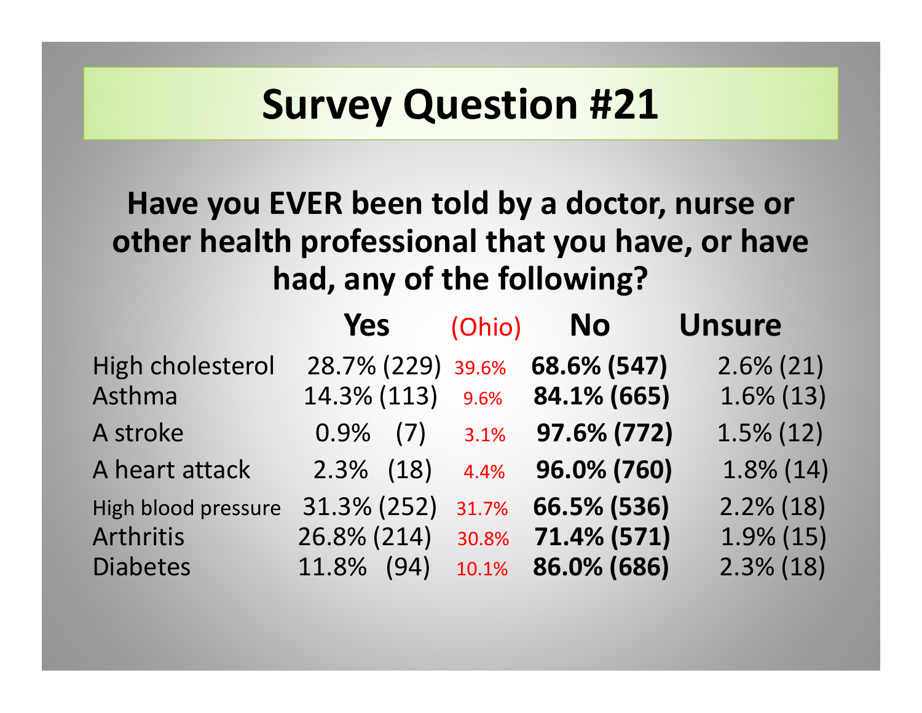# Survey Question #21

## Have you EVER been told by a doctor, nurse or other health professional that you have, or have had, any of the following?

| | Yes | (Ohio) | No | Unsure |
|---|---|---|---|---|
| High cholesterol | 28.7% (229) | 39.6% | **68.6% (547)** | 2.6% (21) |
| Asthma | 14.3% (113) | 9.6% | **84.1% (665)** | 1.6% (13) |
| A stroke | 0.9% (7) | 3.1% | **97.6% (772)** | 1.5% (12) |
| A heart attack | 2.3% (18) | 4.4% | **96.0% (760)** | 1.8% (14) |
| High blood pressure | 31.3% (252) | 31.7% | **66.5% (536)** | 2.2% (18) |
| Arthritis | 26.8% (214) | 30.8% | **71.4% (571)** | 1.9% (15) |
| Diabetes | 11.8% (94) | 10.1% | **86.0% (686)** | 2.3% (18) |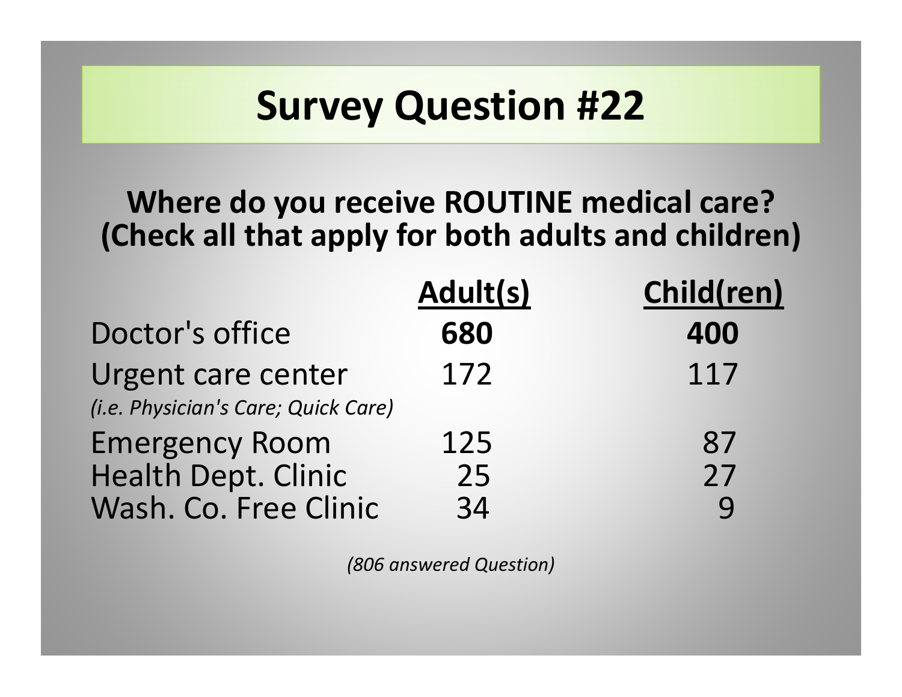# Survey Question #22

**Where do you receive ROUTINE medical care?**
**(Check all that apply for both adults and children)**

| | Adult(s) | Child(ren) |
|---|---|---|
| Doctor's office | **680** | **400** |
| Urgent care center *(i.e. Physician's Care; Quick Care)* | 172 | 117 |
| Emergency Room | 125 | 87 |
| Health Dept. Clinic | 25 | 27 |
| Wash. Co. Free Clinic | 34 | 9 |

*(806 answered Question)*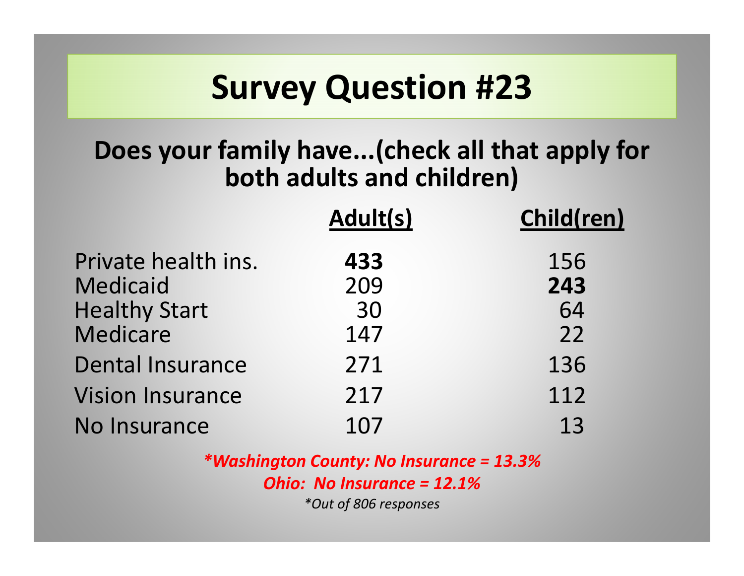# Survey Question #23

## Does your family have...(check all that apply for both adults and children)

| | Adult(s) | Child(ren) |
|---|---|---|
| Private health ins. | **433** | 156 |
| Medicaid | 209 | **243** |
| Healthy Start | 30 | 64 |
| Medicare | 147 | 22 |
| Dental Insurance | 271 | 136 |
| Vision Insurance | 217 | 112 |
| No Insurance | 107 | 13 |

***Washington County: No Insurance = 13.3%***

***Ohio: No Insurance = 12.1%***

*\*Out of 806 responses*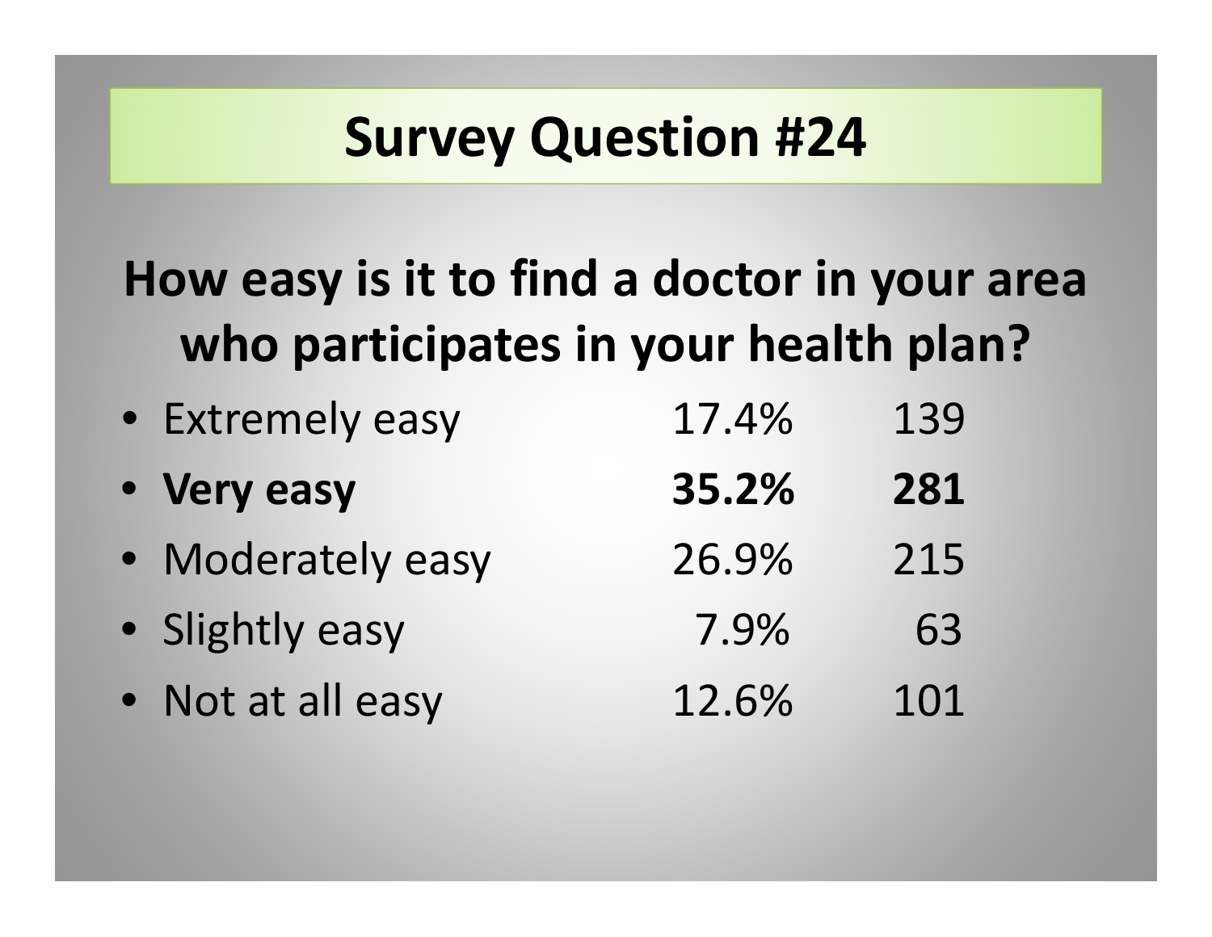# Survey Question #24

## How easy is it to find a doctor in your area who participates in your health plan?

| Response | Percent | Count |
|---|---|---|
| Extremely easy | 17.4% | 139 |
| **Very easy** | **35.2%** | **281** |
| Moderately easy | 26.9% | 215 |
| Slightly easy | 7.9% | 63 |
| Not at all easy | 12.6% | 101 |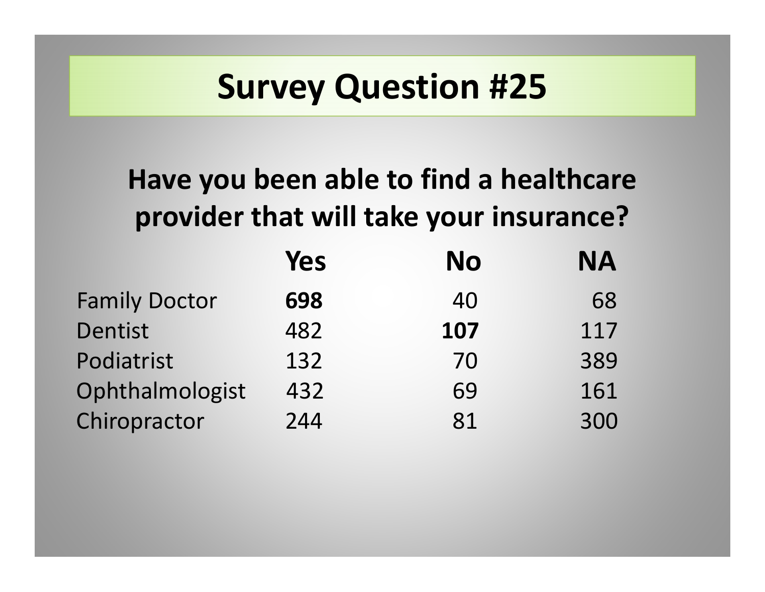# Survey Question #25

## Have you been able to find a healthcare provider that will take your insurance?

| | Yes | No | NA |
|---|---|---|---|
| Family Doctor | **698** | 40 | 68 |
| Dentist | 482 | **107** | 117 |
| Podiatrist | 132 | 70 | 389 |
| Ophthalmologist | 432 | 69 | 161 |
| Chiropractor | 244 | 81 | 300 |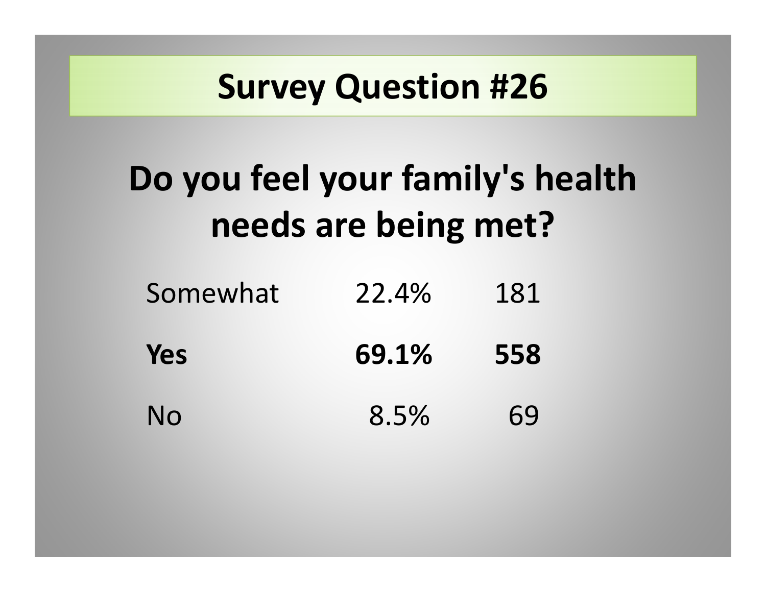# Survey Question #26

## Do you feel your family's health needs are being met?

| | | |
|---|---|---|
| Somewhat | 22.4% | 181 |
| **Yes** | **69.1%** | **558** |
| No | 8.5% | 69 |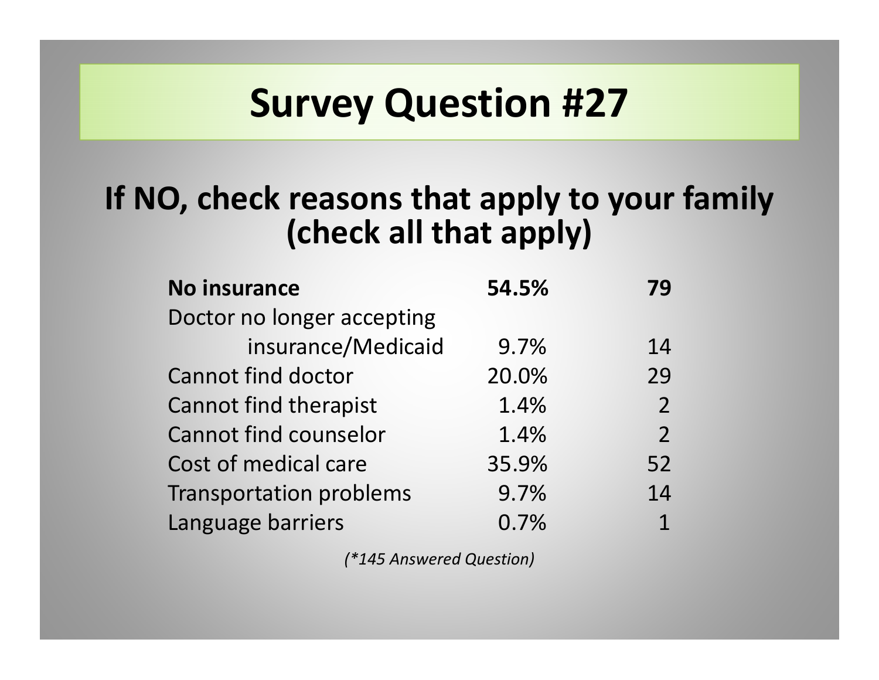# Survey Question #27

## If NO, check reasons that apply to your family (check all that apply)

| | | |
|---|---|---|
| **No insurance** | **54.5%** | **79** |
| Doctor no longer accepting insurance/Medicaid | 9.7% | 14 |
| Cannot find doctor | 20.0% | 29 |
| Cannot find therapist | 1.4% | 2 |
| Cannot find counselor | 1.4% | 2 |
| Cost of medical care | 35.9% | 52 |
| Transportation problems | 9.7% | 14 |
| Language barriers | 0.7% | 1 |

*(*145 Answered Question)*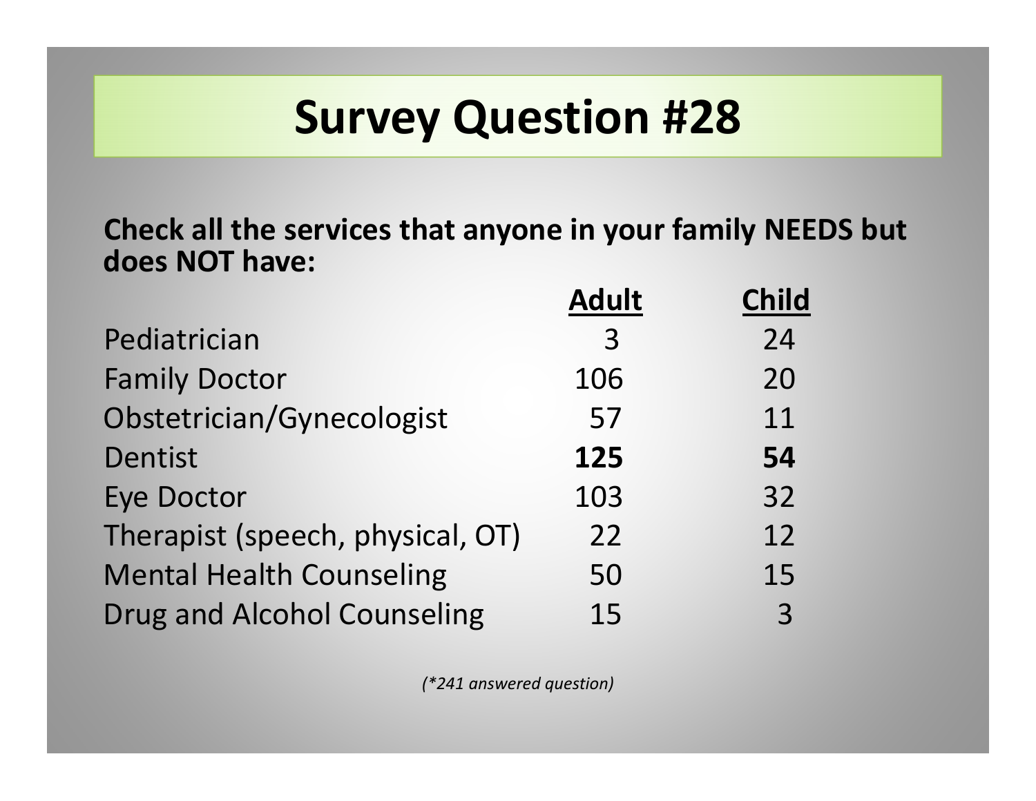# Survey Question #28

**Check all the services that anyone in your family NEEDS but does NOT have:**

| | **Adult** | **Child** |
|---|---|---|
| Pediatrician | 3 | 24 |
| Family Doctor | 106 | 20 |
| Obstetrician/Gynecologist | 57 | 11 |
| Dentist | **125** | **54** |
| Eye Doctor | 103 | 32 |
| Therapist (speech, physical, OT) | 22 | 12 |
| Mental Health Counseling | 50 | 15 |
| Drug and Alcohol Counseling | 15 | 3 |

*(*241 answered question)*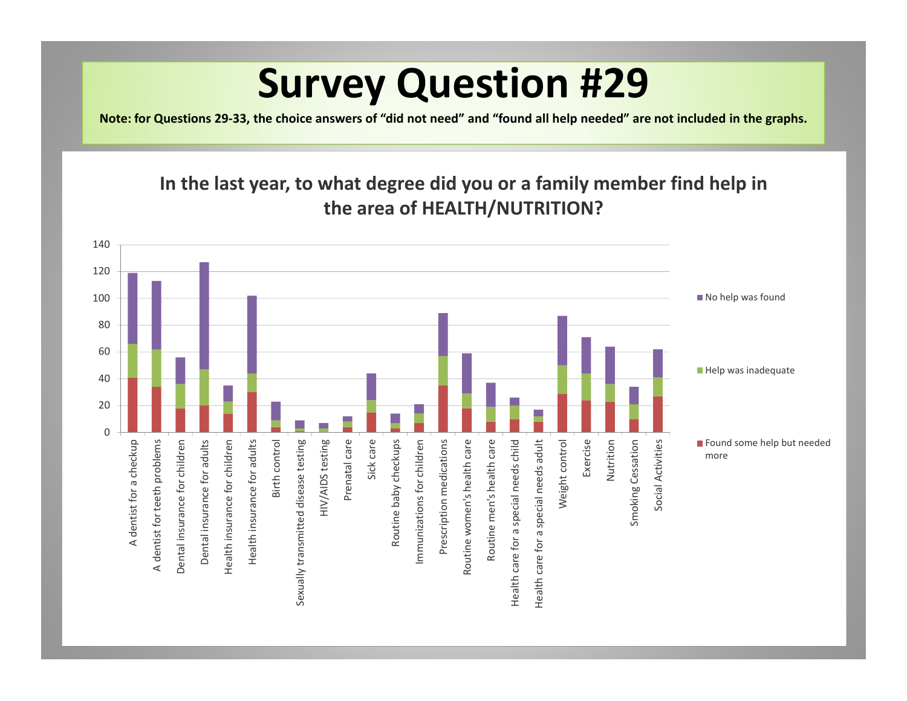# Survey Question #29

**Note: for Questions 29-33, the choice answers of "did not need" and "found all help needed" are not included in the graphs.**

## In the last year, to what degree did you or a family member find help in the area of HEALTH/NUTRITION?

| Category | Found some help but needed more | Help was inadequate | No help was found |
| --- | --- | --- | --- |
| A dentist for a checkup | 41 | 25 | 53 |
| A dentist for teeth problems | 34 | 28 | 51 |
| Dental insurance for children | 18 | 18 | 20 |
| Dental insurance for adults | 20 | 27 | 80 |
| Health insurance for children | 14 | 9 | 12 |
| Health insurance for adults | 30 | 14 | 58 |
| Birth control | 4 | 5 | 14 |
| Sexually transmitted disease testing | 1 | 2 | 6 |
| HIV/AIDS testing | 0 | 3 | 4 |
| Prenatal care | 4 | 4 | 4 |
| Sick care | 15 | 9 | 20 |
| Routine baby checkups | 3 | 4 | 7 |
| Immunizations for children | 7 | 7 | 7 |
| Prescription medications | 35 | 22 | 32 |
| Routine women's health care | 18 | 11 | 30 |
| Routine men's health care | 8 | 11 | 18 |
| Health care for a special needs child | 10 | 10 | 6 |
| Health care for a special needs adult | 8 | 4 | 5 |
| Weight control | 29 | 21 | 37 |
| Exercise | 24 | 20 | 27 |
| Nutrition | 23 | 13 | 28 |
| Smoking Cessation | 10 | 11 | 13 |
| Social Activities | 27 | 14 | 21 |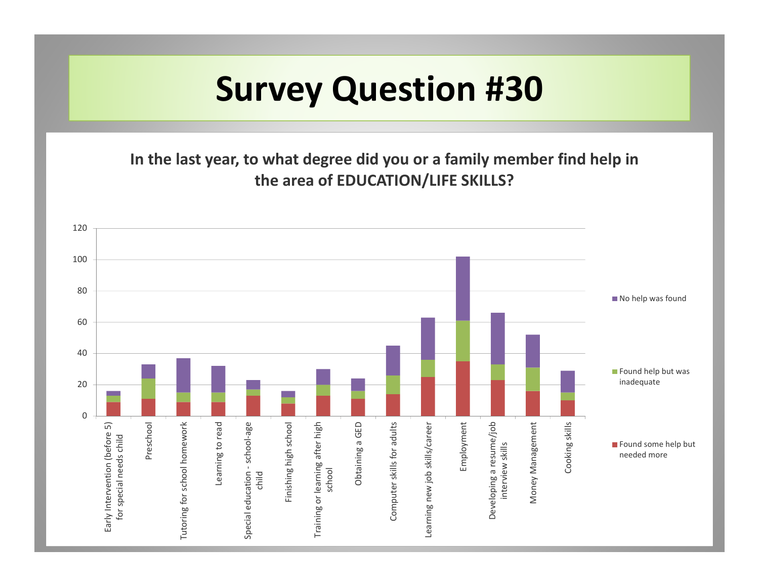# Survey Question #30

**In the last year, to what degree did you or a family member find help in the area of EDUCATION/LIFE SKILLS?**

| Category | Found some help but needed more | Found help but was inadequate | No help was found |
|---|---|---|---|
| Early Intervention (before 5) for special needs child | 9 | 4 | 3 |
| Preschool | 11 | 13 | 9 |
| Tutoring for school homework | 9 | 6 | 22 |
| Learning to read | 9 | 6 | 17 |
| Special education - school-age child | 13 | 4 | 6 |
| Finishing high school | 8 | 4 | 4 |
| Training or learning after high school | 13 | 7 | 10 |
| Obtaining a GED | 11 | 5 | 8 |
| Computer skills for adults | 14 | 12 | 19 |
| Learning new job skills/career | 25 | 11 | 27 |
| Employment | 35 | 26 | 41 |
| Developing a resume/job interview skills | 23 | 10 | 33 |
| Money Management | 16 | 15 | 21 |
| Cooking skills | 10 | 5 | 14 |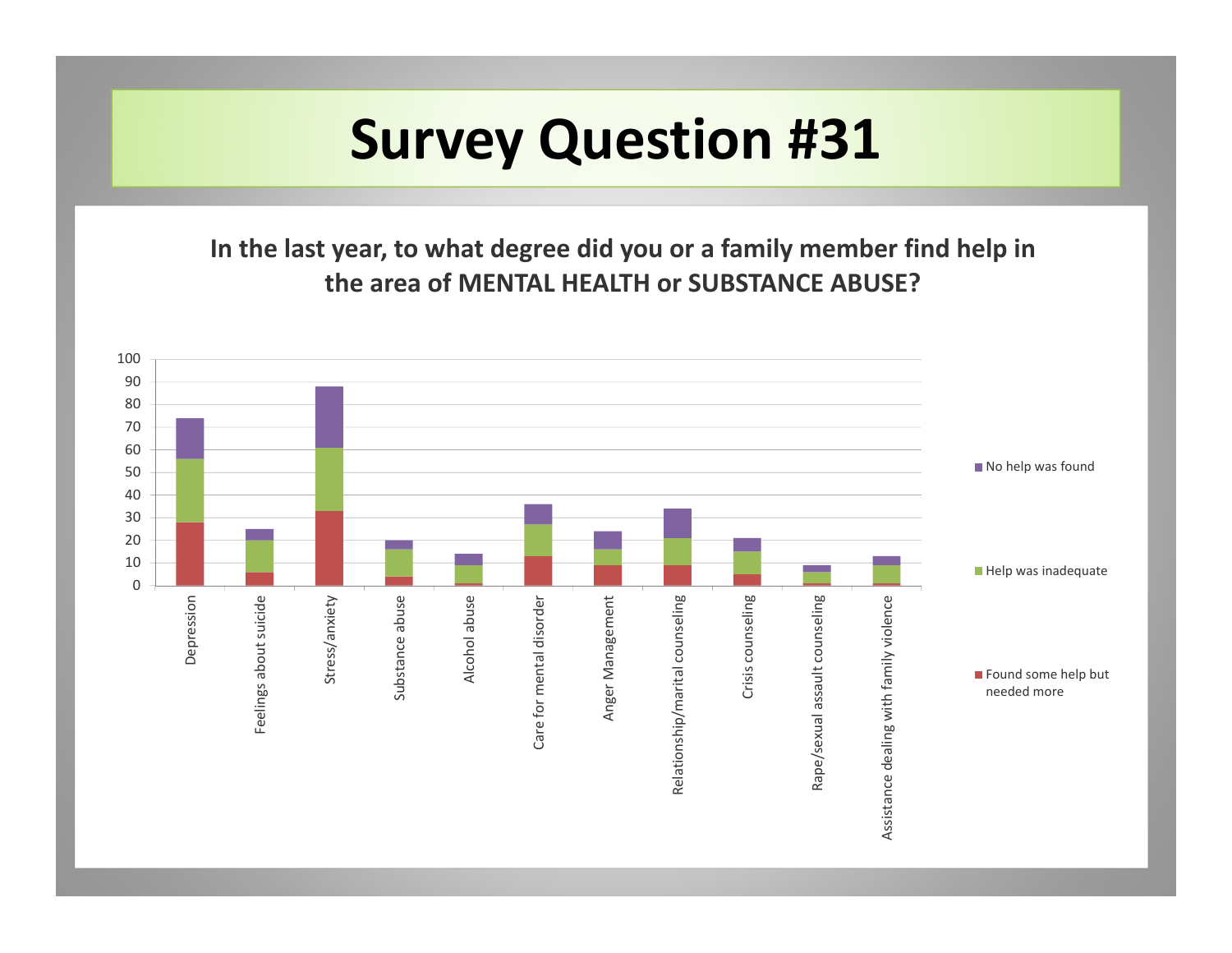# Survey Question #31

**In the last year, to what degree did you or a family member find help in the area of MENTAL HEALTH or SUBSTANCE ABUSE?**

| Category | Found some help but needed more | Help was inadequate | No help was found |
|---|---|---|---|
| Depression | 28 | 28 | 18 |
| Feelings about suicide | 6 | 14 | 5 |
| Stress/anxiety | 33 | 28 | 27 |
| Substance abuse | 4 | 12 | 4 |
| Alcohol abuse | 1 | 8 | 5 |
| Care for mental disorder | 13 | 14 | 9 |
| Anger Management | 9 | 7 | 8 |
| Relationship/marital counseling | 9 | 12 | 13 |
| Crisis counseling | 5 | 10 | 6 |
| Rape/sexual assault counseling | 1 | 5 | 3 |
| Assistance dealing with family violence | 1 | 8 | 4 |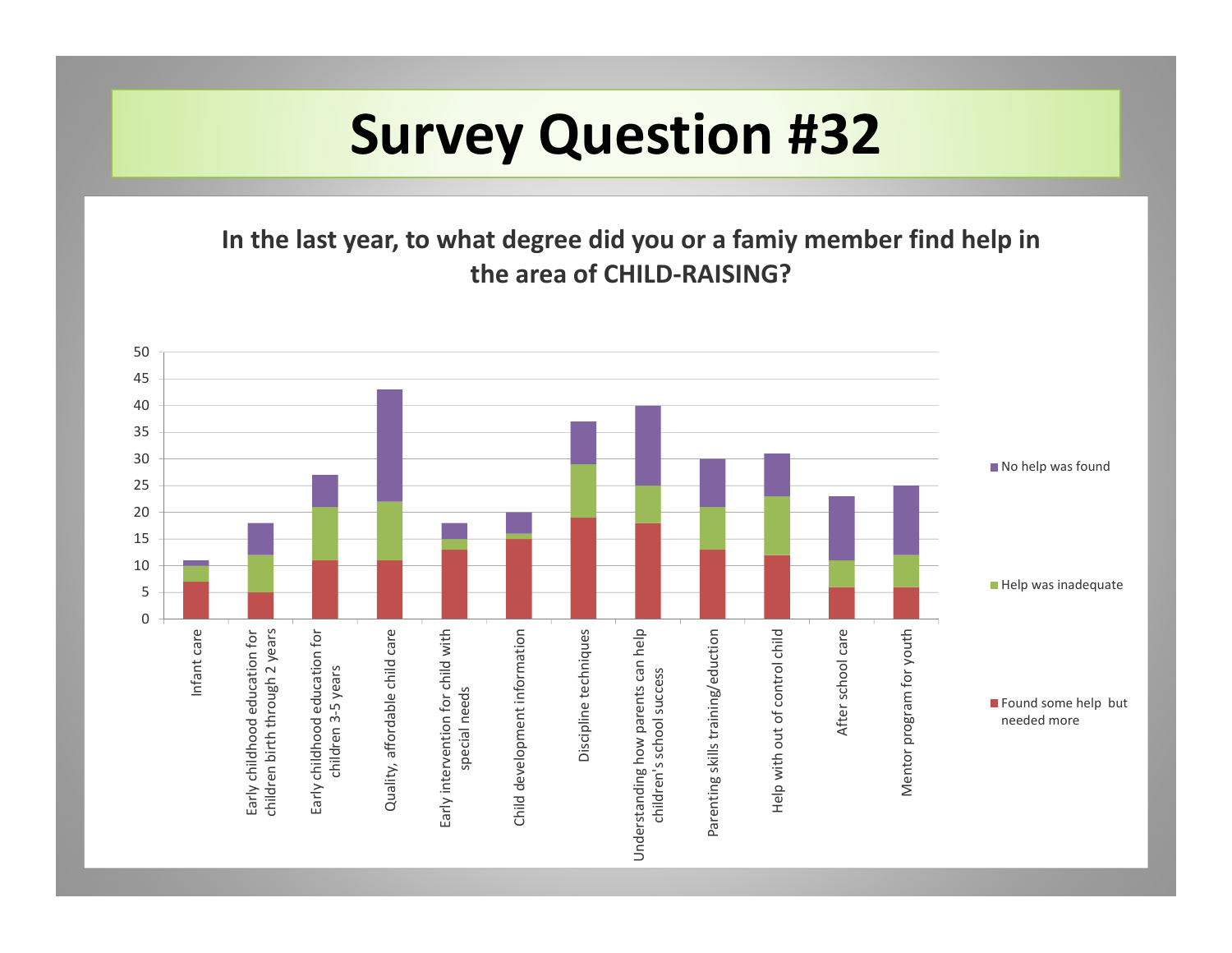# Survey Question #32

**In the last year, to what degree did you or a famiy member find help in the area of CHILD-RAISING?**

| Area | Found some help but needed more | Help was inadequate | No help was found |
|---|---|---|---|
| Infant care | 7 | 3 | 1 |
| Early childhood education for children birth through 2 years | 5 | 7 | 6 |
| Early childhood education for children 3-5 years | 11 | 10 | 6 |
| Quality, affordable child care | 11 | 11 | 21 |
| Early intervention for child with special needs | 13 | 2 | 3 |
| Child development information | 15 | 1 | 4 |
| Discipline techniques | 19 | 10 | 8 |
| Understanding how parents can help children's school success | 18 | 7 | 15 |
| Parenting skills training/eduction | 13 | 8 | 9 |
| Help with out of control child | 12 | 11 | 8 |
| After school care | 6 | 5 | 12 |
| Mentor program for youth | 6 | 6 | 13 |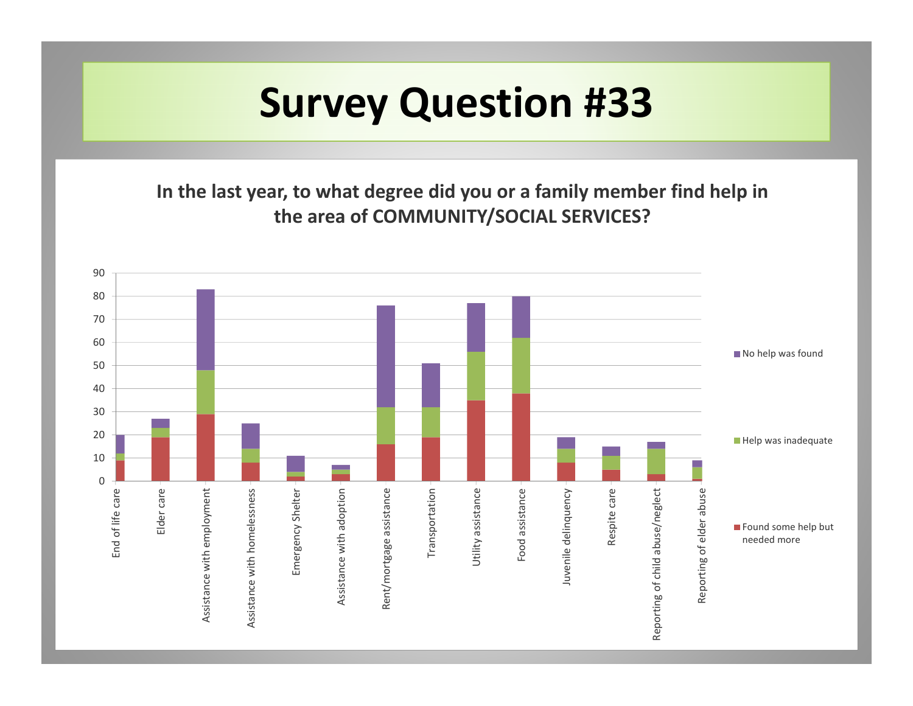# Survey Question #33

**In the last year, to what degree did you or a family member find help in the area of COMMUNITY/SOCIAL SERVICES?**

| Category | Found some help but needed more | Help was inadequate | No help was found |
|---|---|---|---|
| End of life care | 9 | 3 | 8 |
| Elder care | 19 | 4 | 4 |
| Assistance with employment | 29 | 19 | 35 |
| Assistance with homelessness | 8 | 6 | 11 |
| Emergency Shelter | 2 | 2 | 7 |
| Assistance with adoption | 3 | 2 | 2 |
| Rent/mortgage assistance | 16 | 16 | 44 |
| Transportation | 19 | 13 | 19 |
| Utility assistance | 35 | 21 | 21 |
| Food assistance | 38 | 24 | 18 |
| Juvenile delinquency | 8 | 6 | 5 |
| Respite care | 5 | 6 | 4 |
| Reporting of child abuse/neglect | 3 | 11 | 3 |
| Reporting of elder abuse | 1 | 5 | 3 |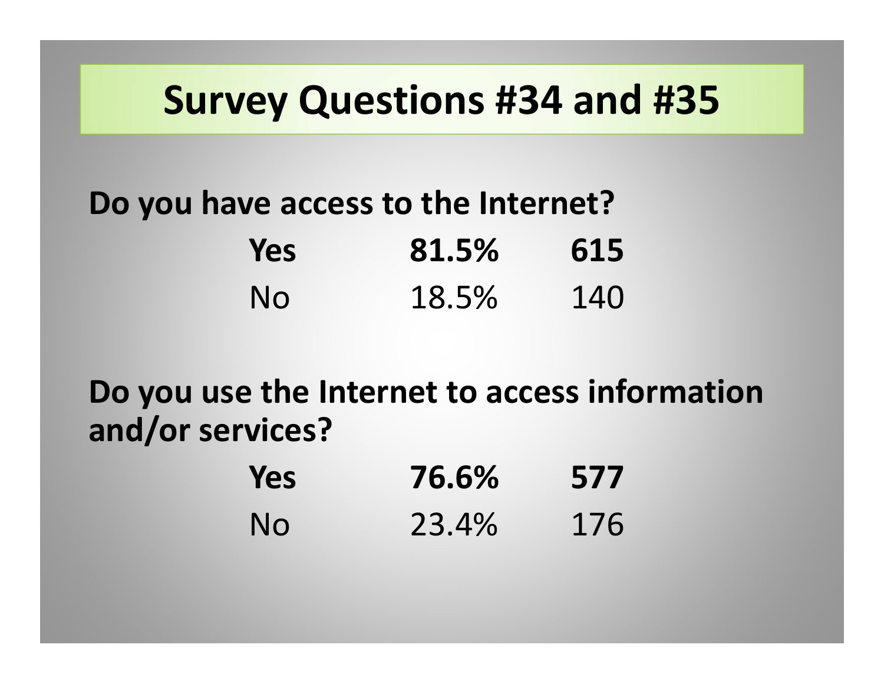# Survey Questions #34 and #35

**Do you have access to the Internet?**

| | | |
|---|---|---|
| **Yes** | **81.5%** | **615** |
| No | 18.5% | 140 |

**Do you use the Internet to access information and/or services?**

| | | |
|---|---|---|
| **Yes** | **76.6%** | **577** |
| No | 23.4% | 176 |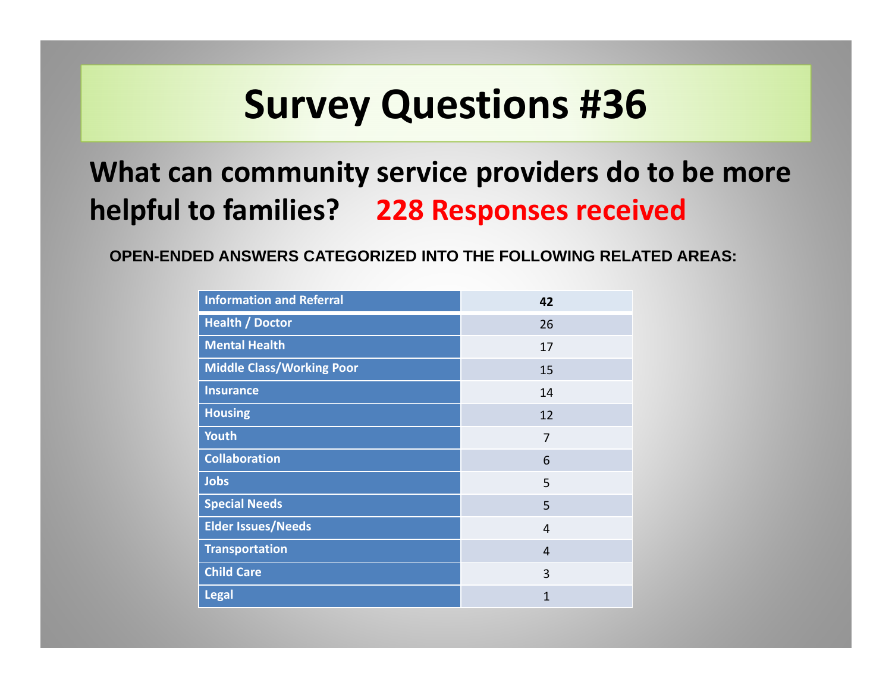# Survey Questions #36

## What can community service providers do to be more helpful to families? **228 Responses received**

**OPEN-ENDED ANSWERS CATEGORIZED INTO THE FOLLOWING RELATED AREAS:**

| Category | Responses |
| --- | --- |
| **Information and Referral** | **42** |
| **Health / Doctor** | 26 |
| **Mental Health** | 17 |
| **Middle Class/Working Poor** | 15 |
| **Insurance** | 14 |
| **Housing** | 12 |
| **Youth** | 7 |
| **Collaboration** | 6 |
| **Jobs** | 5 |
| **Special Needs** | 5 |
| **Elder Issues/Needs** | 4 |
| **Transportation** | 4 |
| **Child Care** | 3 |
| **Legal** | 1 |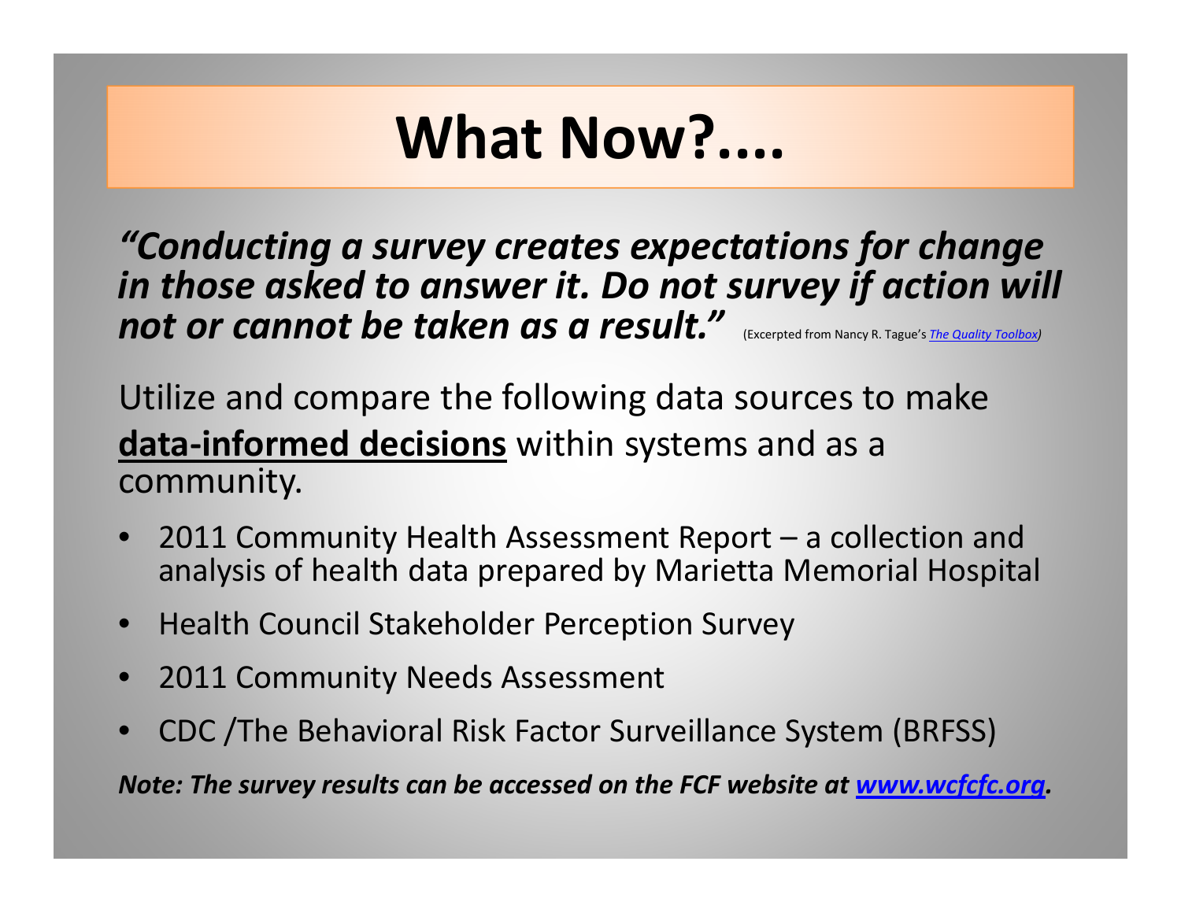# What Now?....

***"Conducting a survey creates expectations for change in those asked to answer it. Do not survey if action will not or cannot be taken as a result."*** (Excerpted from Nancy R. Tague's *The Quality Toolbox*)

Utilize and compare the following data sources to make **data-informed decisions** within systems and as a community.

- 2011 Community Health Assessment Report – a collection and analysis of health data prepared by Marietta Memorial Hospital
- Health Council Stakeholder Perception Survey
- 2011 Community Needs Assessment
- CDC /The Behavioral Risk Factor Surveillance System (BRFSS)

***Note: The survey results can be accessed on the FCF website at www.wcfcfc.org.***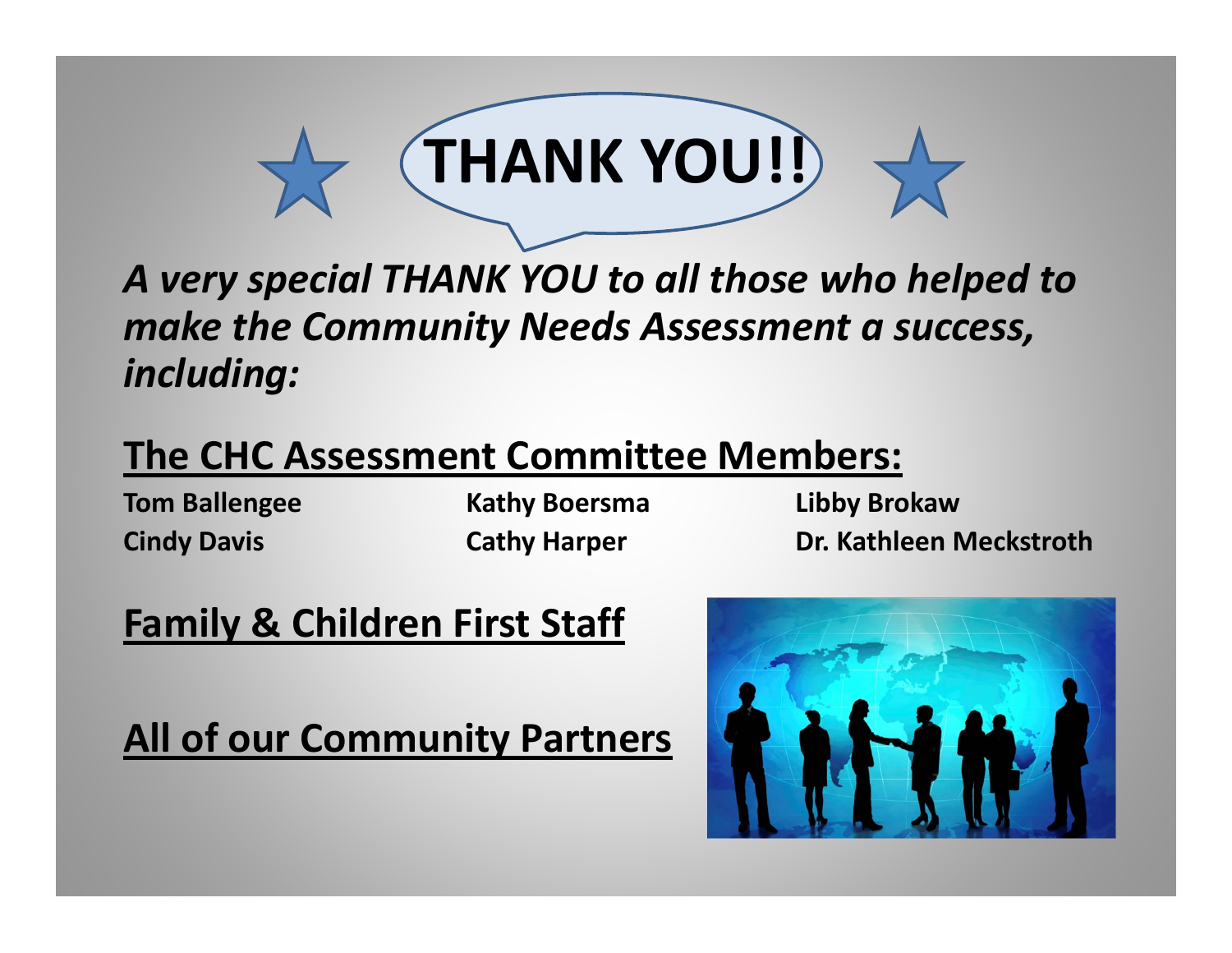# THANK YOU!!

***A very special THANK YOU to all those who helped to make the Community Needs Assessment a success, including:***

## The CHC Assessment Committee Members:

**Tom Ballengee**
**Kathy Boersma**
**Libby Brokaw**
**Cindy Davis**
**Cathy Harper**
**Dr. Kathleen Meckstroth**

## Family & Children First Staff

## All of our Community Partners